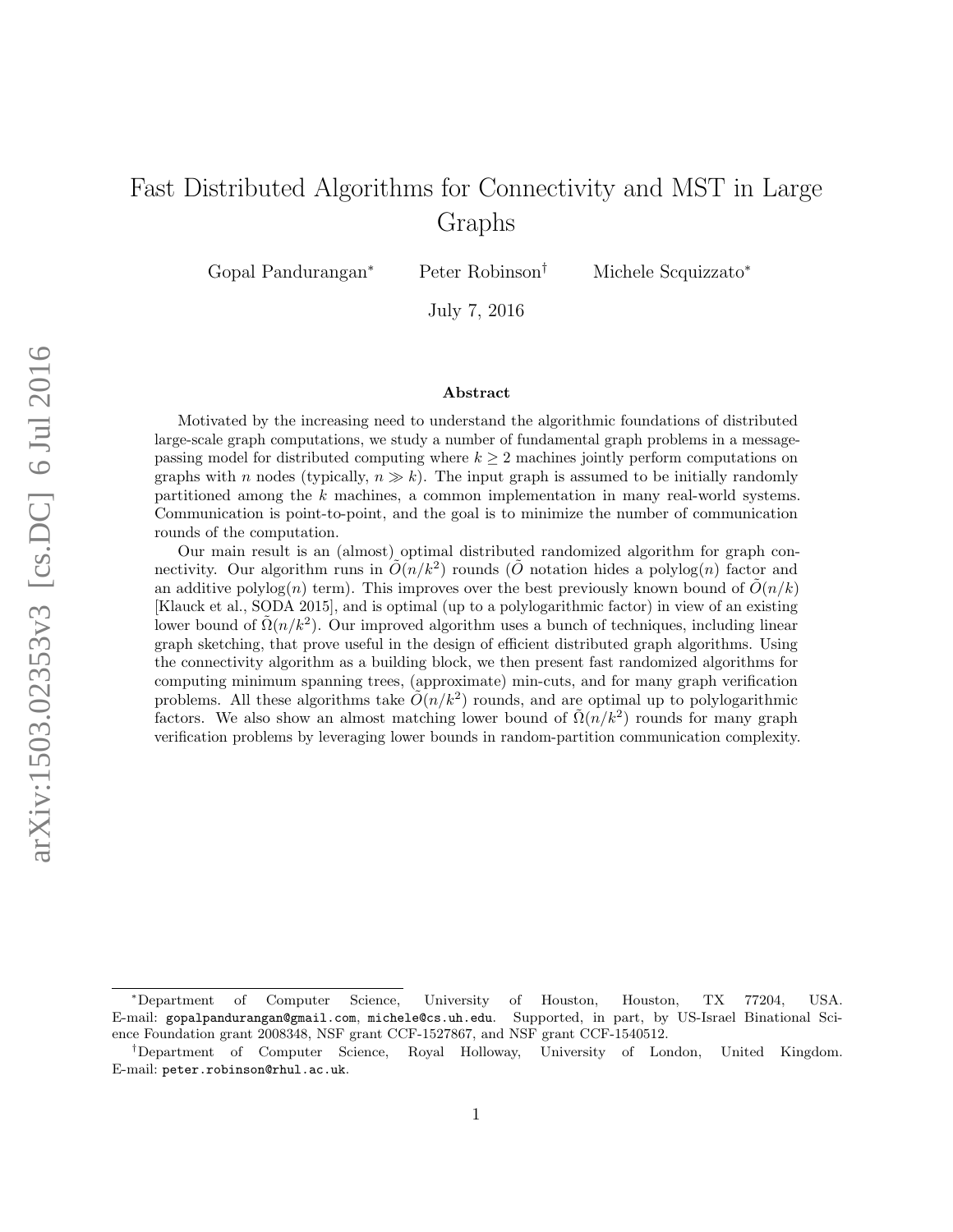# Fast Distributed Algorithms for Connectivity and MST in Large Graphs

Gopal Pandurangan[*] Peter Robinson[†] Michele Scquizzato[*]

July 7, 2016

### Abstract

Motivated by the increasing need to understand the algorithmic foundations of distributed large-scale graph computations, we study a number of fundamental graph problems in a message-passing model for distributed computing where $k \geq 2$ machines jointly perform computations on graphs with $n$ nodes (typically, $n \gg k$). The input graph is assumed to be initially randomly partitioned among the $k$ machines, a common implementation in many real-world systems. Communication is point-to-point, and the goal is to minimize the number of communication rounds of the computation.

Our main result is an (almost) optimal distributed randomized algorithm for graph connectivity. Our algorithm runs in $\tilde{O}(n/k^2)$ rounds ($\tilde{O}$ notation hides a polylog($n$) factor and an additive polylog($n$) term). This improves over the best previously known bound of $\tilde{O}(n/k)$ [Klauck et al., SODA 2015], and is optimal (up to a polylogarithmic factor) in view of an existing lower bound of $\tilde{\Omega}(n/k^2)$. Our improved algorithm uses a bunch of techniques, including linear graph sketching, that prove useful in the design of efficient distributed graph algorithms. Using the connectivity algorithm as a building block, we then present fast randomized algorithms for computing minimum spanning trees, (approximate) min-cuts, and for many graph verification problems. All these algorithms take $\tilde{O}(n/k^2)$ rounds, and are optimal up to polylogarithmic factors. We also show an almost matching lower bound of $\tilde{\Omega}(n/k^2)$ rounds for many graph verification problems by leveraging lower bounds in random-partition communication complexity.

---

[*]Department of Computer Science, University of Houston, Houston, TX 77204, USA. E-mail: gopalpandurangan@gmail.com, michele@cs.uh.edu. Supported, in part, by US-Israel Binational Science Foundation grant 2008348, NSF grant CCF-1527867, and NSF grant CCF-1540512.

[†]Department of Computer Science, Royal Holloway, University of London, United Kingdom. E-mail: peter.robinson@rhul.ac.uk.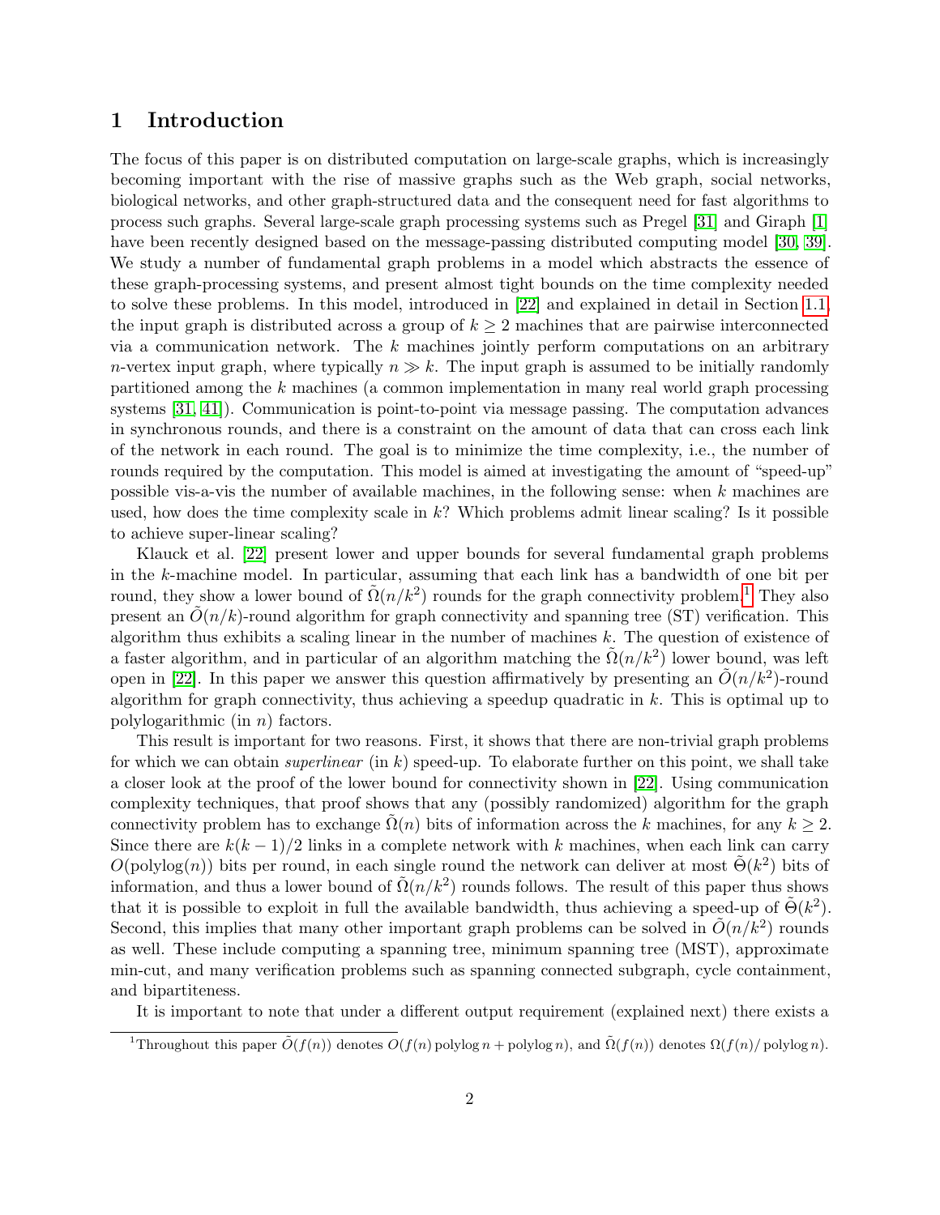# 1 Introduction

The focus of this paper is on distributed computation on large-scale graphs, which is increasingly becoming important with the rise of massive graphs such as the Web graph, social networks, biological networks, and other graph-structured data and the consequent need for fast algorithms to process such graphs. Several large-scale graph processing systems such as Pregel [31] and Giraph [1] have been recently designed based on the message-passing distributed computing model [30, 39]. We study a number of fundamental graph problems in a model which abstracts the essence of these graph-processing systems, and present almost tight bounds on the time complexity needed to solve these problems. In this model, introduced in [22] and explained in detail in Section 1.1, the input graph is distributed across a group of $k \geq 2$ machines that are pairwise interconnected via a communication network. The $k$ machines jointly perform computations on an arbitrary $n$-vertex input graph, where typically $n \gg k$. The input graph is assumed to be initially randomly partitioned among the $k$ machines (a common implementation in many real world graph processing systems [31, 41]). Communication is point-to-point via message passing. The computation advances in synchronous rounds, and there is a constraint on the amount of data that can cross each link of the network in each round. The goal is to minimize the time complexity, i.e., the number of rounds required by the computation. This model is aimed at investigating the amount of "speed-up" possible vis-a-vis the number of available machines, in the following sense: when $k$ machines are used, how does the time complexity scale in $k$? Which problems admit linear scaling? Is it possible to achieve super-linear scaling?

Klauck et al. [22] present lower and upper bounds for several fundamental graph problems in the $k$-machine model. In particular, assuming that each link has a bandwidth of one bit per round, they show a lower bound of $\tilde{\Omega}(n/k^2)$ rounds for the graph connectivity problem.[1] They also present an $\tilde{O}(n/k)$-round algorithm for graph connectivity and spanning tree (ST) verification. This algorithm thus exhibits a scaling linear in the number of machines $k$. The question of existence of a faster algorithm, and in particular of an algorithm matching the $\tilde{\Omega}(n/k^2)$ lower bound, was left open in [22]. In this paper we answer this question affirmatively by presenting an $\tilde{O}(n/k^2)$-round algorithm for graph connectivity, thus achieving a speedup quadratic in $k$. This is optimal up to polylogarithmic (in $n$) factors.

This result is important for two reasons. First, it shows that there are non-trivial graph problems for which we can obtain *superlinear* (in $k$) speed-up. To elaborate further on this point, we shall take a closer look at the proof of the lower bound for connectivity shown in [22]. Using communication complexity techniques, that proof shows that any (possibly randomized) algorithm for the graph connectivity problem has to exchange $\tilde{\Omega}(n)$ bits of information across the $k$ machines, for any $k \geq 2$. Since there are $k(k-1)/2$ links in a complete network with $k$ machines, when each link can carry $O(\text{polylog}(n))$ bits per round, in each single round the network can deliver at most $\tilde{\Theta}(k^2)$ bits of information, and thus a lower bound of $\tilde{\Omega}(n/k^2)$ rounds follows. The result of this paper thus shows that it is possible to exploit in full the available bandwidth, thus achieving a speed-up of $\tilde{\Theta}(k^2)$. Second, this implies that many other important graph problems can be solved in $\tilde{O}(n/k^2)$ rounds as well. These include computing a spanning tree, minimum spanning tree (MST), approximate min-cut, and many verification problems such as spanning connected subgraph, cycle containment, and bipartiteness.

It is important to note that under a different output requirement (explained next) there exists a

[1] Throughout this paper $\tilde{O}(f(n))$ denotes $O(f(n)\,\text{polylog}\,n + \text{polylog}\,n)$, and $\tilde{\Omega}(f(n))$ denotes $\Omega(f(n)/\text{polylog}\,n)$.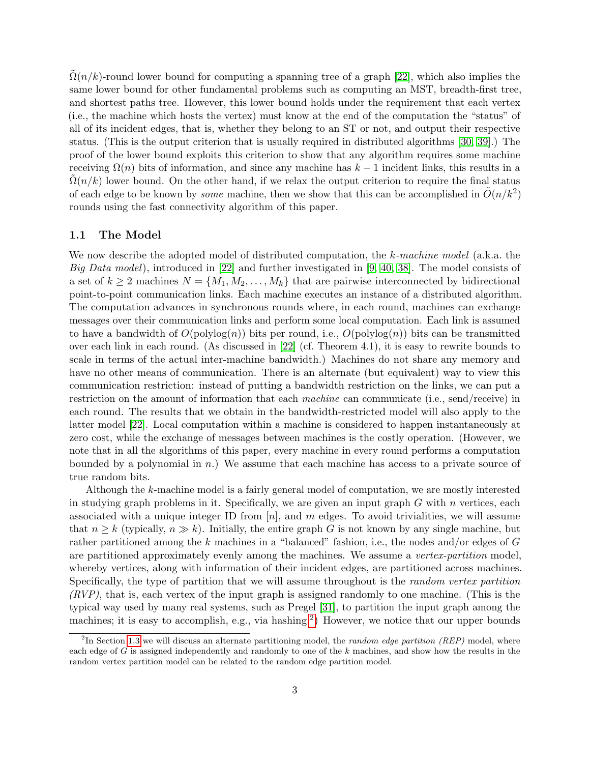$\tilde{\Omega}(n/k)$-round lower bound for computing a spanning tree of a graph [22], which also implies the same lower bound for other fundamental problems such as computing an MST, breadth-first tree, and shortest paths tree. However, this lower bound holds under the requirement that each vertex (i.e., the machine which hosts the vertex) must know at the end of the computation the "status" of all of its incident edges, that is, whether they belong to an ST or not, and output their respective status. (This is the output criterion that is usually required in distributed algorithms [30, 39].) The proof of the lower bound exploits this criterion to show that any algorithm requires some machine receiving $\Omega(n)$ bits of information, and since any machine has $k-1$ incident links, this results in a $\tilde{\Omega}(n/k)$ lower bound. On the other hand, if we relax the output criterion to require the final status of each edge to be known by *some* machine, then we show that this can be accomplished in $\tilde{O}(n/k^2)$ rounds using the fast connectivity algorithm of this paper.

### 1.1 The Model

We now describe the adopted model of distributed computation, the *k-machine model* (a.k.a. the *Big Data model*), introduced in [22] and further investigated in [9, 40, 38]. The model consists of a set of $k \geq 2$ machines $N = \{M_1, M_2, \ldots, M_k\}$ that are pairwise interconnected by bidirectional point-to-point communication links. Each machine executes an instance of a distributed algorithm. The computation advances in synchronous rounds where, in each round, machines can exchange messages over their communication links and perform some local computation. Each link is assumed to have a bandwidth of $O(\text{polylog}(n))$ bits per round, i.e., $O(\text{polylog}(n))$ bits can be transmitted over each link in each round. (As discussed in [22] (cf. Theorem 4.1), it is easy to rewrite bounds to scale in terms of the actual inter-machine bandwidth.) Machines do not share any memory and have no other means of communication. There is an alternate (but equivalent) way to view this communication restriction: instead of putting a bandwidth restriction on the links, we can put a restriction on the amount of information that each *machine* can communicate (i.e., send/receive) in each round. The results that we obtain in the bandwidth-restricted model will also apply to the latter model [22]. Local computation within a machine is considered to happen instantaneously at zero cost, while the exchange of messages between machines is the costly operation. (However, we note that in all the algorithms of this paper, every machine in every round performs a computation bounded by a polynomial in $n$.) We assume that each machine has access to a private source of true random bits.

Although the $k$-machine model is a fairly general model of computation, we are mostly interested in studying graph problems in it. Specifically, we are given an input graph $G$ with $n$ vertices, each associated with a unique integer ID from $[n]$, and $m$ edges. To avoid trivialities, we will assume that $n \geq k$ (typically, $n \gg k$). Initially, the entire graph $G$ is not known by any single machine, but rather partitioned among the $k$ machines in a "balanced" fashion, i.e., the nodes and/or edges of $G$ are partitioned approximately evenly among the machines. We assume a *vertex-partition* model, whereby vertices, along with information of their incident edges, are partitioned across machines. Specifically, the type of partition that we will assume throughout is the *random vertex partition (RVP)*, that is, each vertex of the input graph is assigned randomly to one machine. (This is the typical way used by many real systems, such as Pregel [31], to partition the input graph among the machines; it is easy to accomplish, e.g., via hashing.[2]) However, we notice that our upper bounds

[2] In Section 1.3 we will discuss an alternate partitioning model, the *random edge partition (REP)* model, where each edge of $G$ is assigned independently and randomly to one of the $k$ machines, and show how the results in the random vertex partition model can be related to the random edge partition model.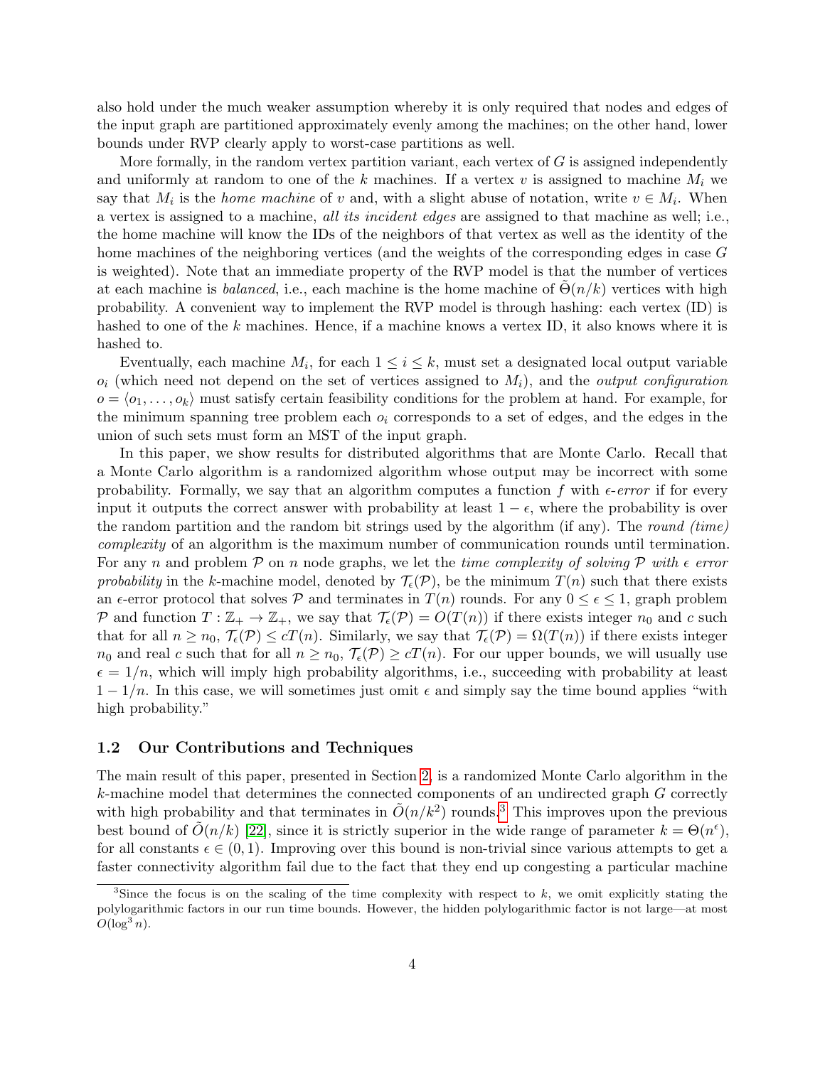also hold under the much weaker assumption whereby it is only required that nodes and edges of the input graph are partitioned approximately evenly among the machines; on the other hand, lower bounds under RVP clearly apply to worst-case partitions as well.

More formally, in the random vertex partition variant, each vertex of $G$ is assigned independently and uniformly at random to one of the $k$ machines. If a vertex $v$ is assigned to machine $M_i$ we say that $M_i$ is the *home machine* of $v$ and, with a slight abuse of notation, write $v \in M_i$. When a vertex is assigned to a machine, *all its incident edges* are assigned to that machine as well; i.e., the home machine will know the IDs of the neighbors of that vertex as well as the identity of the home machines of the neighboring vertices (and the weights of the corresponding edges in case $G$ is weighted). Note that an immediate property of the RVP model is that the number of vertices at each machine is *balanced*, i.e., each machine is the home machine of $\tilde{\Theta}(n/k)$ vertices with high probability. A convenient way to implement the RVP model is through hashing: each vertex (ID) is hashed to one of the $k$ machines. Hence, if a machine knows a vertex ID, it also knows where it is hashed to.

Eventually, each machine $M_i$, for each $1 \leq i \leq k$, must set a designated local output variable $o_i$ (which need not depend on the set of vertices assigned to $M_i$), and the *output configuration* $o = \langle o_1, \ldots, o_k \rangle$ must satisfy certain feasibility conditions for the problem at hand. For example, for the minimum spanning tree problem each $o_i$ corresponds to a set of edges, and the edges in the union of such sets must form an MST of the input graph.

In this paper, we show results for distributed algorithms that are Monte Carlo. Recall that a Monte Carlo algorithm is a randomized algorithm whose output may be incorrect with some probability. Formally, we say that an algorithm computes a function $f$ with $\epsilon$*-error* if for every input it outputs the correct answer with probability at least $1 - \epsilon$, where the probability is over the random partition and the random bit strings used by the algorithm (if any). The *round (time) complexity* of an algorithm is the maximum number of communication rounds until termination. For any $n$ and problem $\mathcal{P}$ on $n$ node graphs, we let the *time complexity of solving* $\mathcal{P}$ *with* $\epsilon$ *error probability* in the $k$-machine model, denoted by $\mathcal{T}_\epsilon(\mathcal{P})$, be the minimum $T(n)$ such that there exists an $\epsilon$-error protocol that solves $\mathcal{P}$ and terminates in $T(n)$ rounds. For any $0 \leq \epsilon \leq 1$, graph problem $\mathcal{P}$ and function $T : \mathbb{Z}_+ \to \mathbb{Z}_+$, we say that $\mathcal{T}_\epsilon(\mathcal{P}) = O(T(n))$ if there exists integer $n_0$ and $c$ such that for all $n \geq n_0$, $\mathcal{T}_\epsilon(\mathcal{P}) \leq cT(n)$. Similarly, we say that $\mathcal{T}_\epsilon(\mathcal{P}) = \Omega(T(n))$ if there exists integer $n_0$ and real $c$ such that for all $n \geq n_0$, $\mathcal{T}_\epsilon(\mathcal{P}) \geq cT(n)$. For our upper bounds, we will usually use $\epsilon = 1/n$, which will imply high probability algorithms, i.e., succeeding with probability at least $1 - 1/n$. In this case, we will sometimes just omit $\epsilon$ and simply say the time bound applies "with high probability."

### 1.2 Our Contributions and Techniques

The main result of this paper, presented in Section 2, is a randomized Monte Carlo algorithm in the $k$-machine model that determines the connected components of an undirected graph $G$ correctly with high probability and that terminates in $\tilde{O}(n/k^2)$ rounds.[3] This improves upon the previous best bound of $\tilde{O}(n/k)$ [22], since it is strictly superior in the wide range of parameter $k = \Theta(n^\epsilon)$, for all constants $\epsilon \in (0, 1)$. Improving over this bound is non-trivial since various attempts to get a faster connectivity algorithm fail due to the fact that they end up congesting a particular machine

[3] Since the focus is on the scaling of the time complexity with respect to $k$, we omit explicitly stating the polylogarithmic factors in our run time bounds. However, the hidden polylogarithmic factor is not large—at most $O(\log^3 n)$.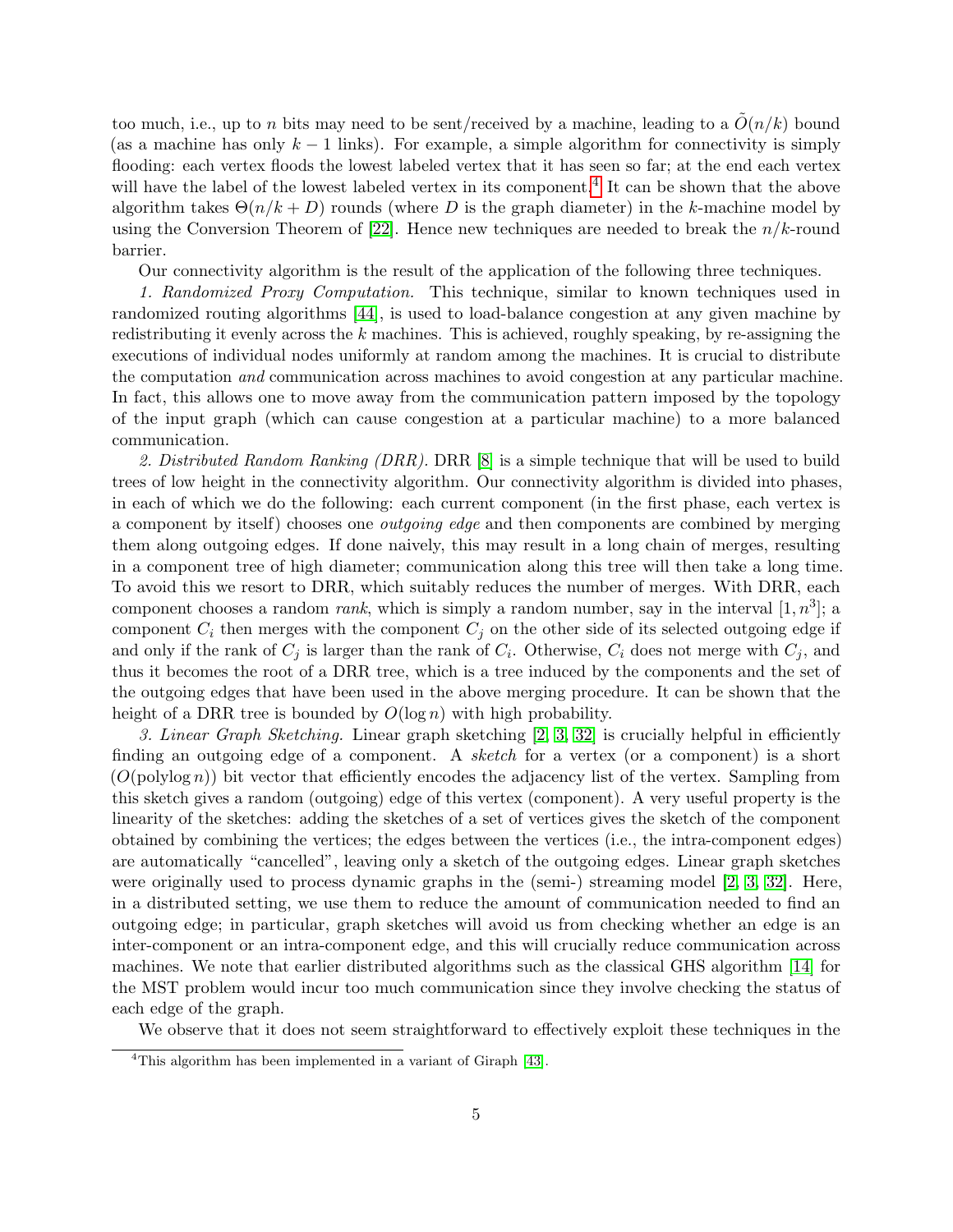too much, i.e., up to $n$ bits may need to be sent/received by a machine, leading to a $\tilde{O}(n/k)$ bound (as a machine has only $k-1$ links). For example, a simple algorithm for connectivity is simply flooding: each vertex floods the lowest labeled vertex that it has seen so far; at the end each vertex will have the label of the lowest labeled vertex in its component.[4] It can be shown that the above algorithm takes $\Theta(n/k + D)$ rounds (where $D$ is the graph diameter) in the $k$-machine model by using the Conversion Theorem of [22]. Hence new techniques are needed to break the $n/k$-round barrier.

Our connectivity algorithm is the result of the application of the following three techniques.

*1. Randomized Proxy Computation.* This technique, similar to known techniques used in randomized routing algorithms [44], is used to load-balance congestion at any given machine by redistributing it evenly across the $k$ machines. This is achieved, roughly speaking, by re-assigning the executions of individual nodes uniformly at random among the machines. It is crucial to distribute the computation *and* communication across machines to avoid congestion at any particular machine. In fact, this allows one to move away from the communication pattern imposed by the topology of the input graph (which can cause congestion at a particular machine) to a more balanced communication.

*2. Distributed Random Ranking (DRR).* DRR [8] is a simple technique that will be used to build trees of low height in the connectivity algorithm. Our connectivity algorithm is divided into phases, in each of which we do the following: each current component (in the first phase, each vertex is a component by itself) chooses one *outgoing edge* and then components are combined by merging them along outgoing edges. If done naively, this may result in a long chain of merges, resulting in a component tree of high diameter; communication along this tree will then take a long time. To avoid this we resort to DRR, which suitably reduces the number of merges. With DRR, each component chooses a random *rank*, which is simply a random number, say in the interval $[1, n^3]$; a component $C_i$ then merges with the component $C_j$ on the other side of its selected outgoing edge if and only if the rank of $C_j$ is larger than the rank of $C_i$. Otherwise, $C_i$ does not merge with $C_j$, and thus it becomes the root of a DRR tree, which is a tree induced by the components and the set of the outgoing edges that have been used in the above merging procedure. It can be shown that the height of a DRR tree is bounded by $O(\log n)$ with high probability.

*3. Linear Graph Sketching.* Linear graph sketching [2, 3, 32] is crucially helpful in efficiently finding an outgoing edge of a component. A *sketch* for a vertex (or a component) is a short ($O(\text{polylog}\, n)$) bit vector that efficiently encodes the adjacency list of the vertex. Sampling from this sketch gives a random (outgoing) edge of this vertex (component). A very useful property is the linearity of the sketches: adding the sketches of a set of vertices gives the sketch of the component obtained by combining the vertices; the edges between the vertices (i.e., the intra-component edges) are automatically "cancelled", leaving only a sketch of the outgoing edges. Linear graph sketches were originally used to process dynamic graphs in the (semi-) streaming model [2, 3, 32]. Here, in a distributed setting, we use them to reduce the amount of communication needed to find an outgoing edge; in particular, graph sketches will avoid us from checking whether an edge is an inter-component or an intra-component edge, and this will crucially reduce communication across machines. We note that earlier distributed algorithms such as the classical GHS algorithm [14] for the MST problem would incur too much communication since they involve checking the status of each edge of the graph.

We observe that it does not seem straightforward to effectively exploit these techniques in the

[4] This algorithm has been implemented in a variant of Giraph [43].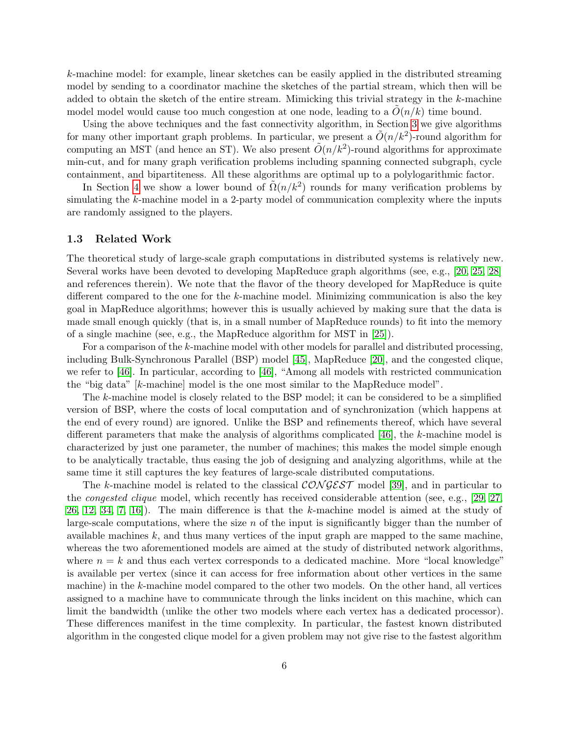$k$-machine model: for example, linear sketches can be easily applied in the distributed streaming model by sending to a coordinator machine the sketches of the partial stream, which then will be added to obtain the sketch of the entire stream. Mimicking this trivial strategy in the $k$-machine model model would cause too much congestion at one node, leading to a $\tilde{O}(n/k)$ time bound.

Using the above techniques and the fast connectivity algorithm, in Section 3 we give algorithms for many other important graph problems. In particular, we present a $\tilde{O}(n/k^2)$-round algorithm for computing an MST (and hence an ST). We also present $\tilde{O}(n/k^2)$-round algorithms for approximate min-cut, and for many graph verification problems including spanning connected subgraph, cycle containment, and bipartiteness. All these algorithms are optimal up to a polylogarithmic factor.

In Section 4 we show a lower bound of $\tilde{\Omega}(n/k^2)$ rounds for many verification problems by simulating the $k$-machine model in a 2-party model of communication complexity where the inputs are randomly assigned to the players.

### 1.3 Related Work

The theoretical study of large-scale graph computations in distributed systems is relatively new. Several works have been devoted to developing MapReduce graph algorithms (see, e.g., [20, 25, 28] and references therein). We note that the flavor of the theory developed for MapReduce is quite different compared to the one for the $k$-machine model. Minimizing communication is also the key goal in MapReduce algorithms; however this is usually achieved by making sure that the data is made small enough quickly (that is, in a small number of MapReduce rounds) to fit into the memory of a single machine (see, e.g., the MapReduce algorithm for MST in [25]).

For a comparison of the $k$-machine model with other models for parallel and distributed processing, including Bulk-Synchronous Parallel (BSP) model [45], MapReduce [20], and the congested clique, we refer to [46]. In particular, according to [46], "Among all models with restricted communication the "big data" [$k$-machine] model is the one most similar to the MapReduce model".

The $k$-machine model is closely related to the BSP model; it can be considered to be a simplified version of BSP, where the costs of local computation and of synchronization (which happens at the end of every round) are ignored. Unlike the BSP and refinements thereof, which have several different parameters that make the analysis of algorithms complicated [46], the $k$-machine model is characterized by just one parameter, the number of machines; this makes the model simple enough to be analytically tractable, thus easing the job of designing and analyzing algorithms, while at the same time it still captures the key features of large-scale distributed computations.

The $k$-machine model is related to the classical $\mathcal{CONGEST}$ model [39], and in particular to the *congested clique* model, which recently has received considerable attention (see, e.g., [29, 27, 26, 12, 34, 7, 16]). The main difference is that the $k$-machine model is aimed at the study of large-scale computations, where the size $n$ of the input is significantly bigger than the number of available machines $k$, and thus many vertices of the input graph are mapped to the same machine, whereas the two aforementioned models are aimed at the study of distributed network algorithms, where $n = k$ and thus each vertex corresponds to a dedicated machine. More "local knowledge" is available per vertex (since it can access for free information about other vertices in the same machine) in the $k$-machine model compared to the other two models. On the other hand, all vertices assigned to a machine have to communicate through the links incident on this machine, which can limit the bandwidth (unlike the other two models where each vertex has a dedicated processor). These differences manifest in the time complexity. In particular, the fastest known distributed algorithm in the congested clique model for a given problem may not give rise to the fastest algorithm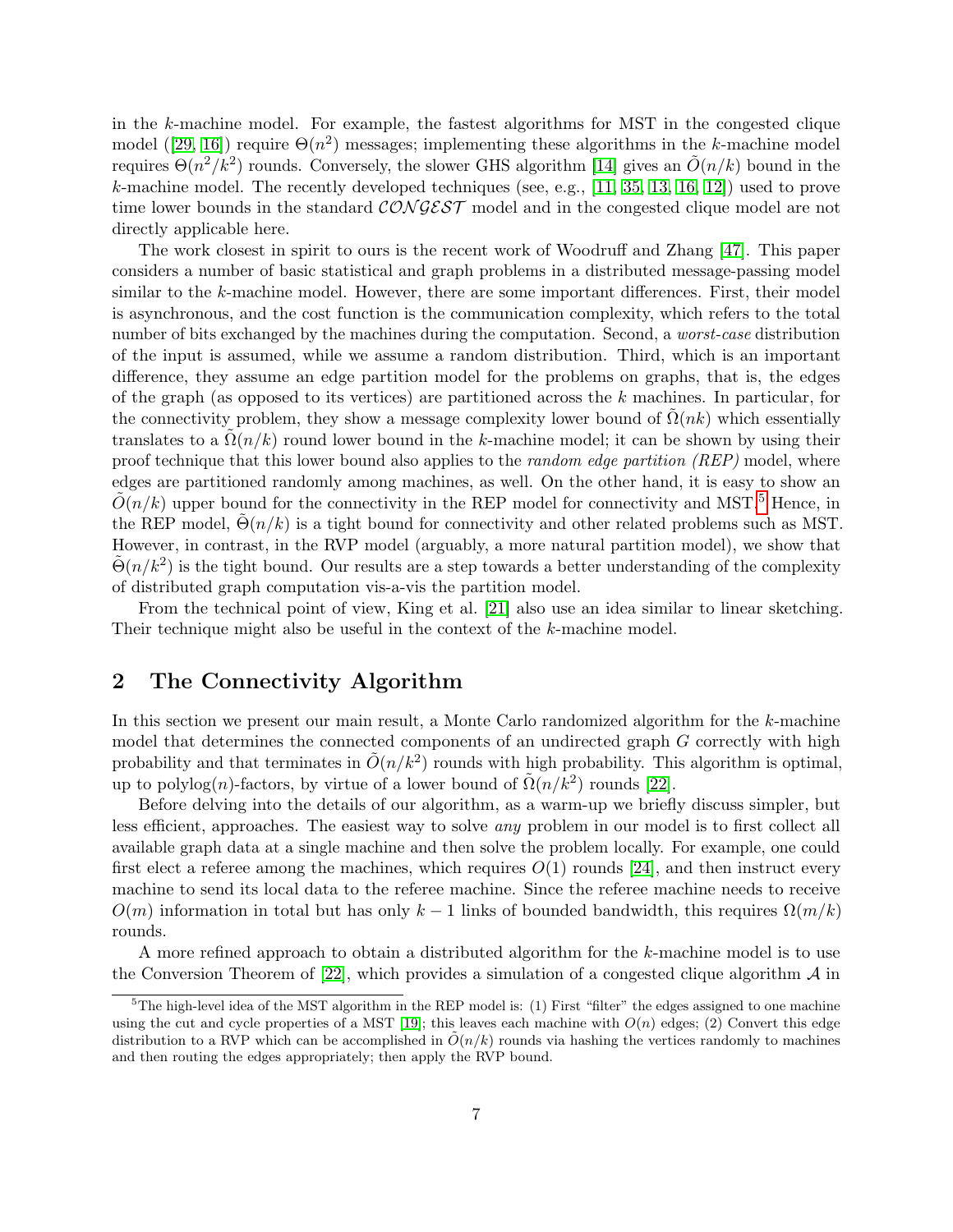in the $k$-machine model. For example, the fastest algorithms for MST in the congested clique model ([29, 16]) require $\Theta(n^2)$ messages; implementing these algorithms in the $k$-machine model requires $\Theta(n^2/k^2)$ rounds. Conversely, the slower GHS algorithm [14] gives an $\tilde{O}(n/k)$ bound in the $k$-machine model. The recently developed techniques (see, e.g., [11, 35, 13, 16, 12]) used to prove time lower bounds in the standard $\mathcal{CONGEST}$ model and in the congested clique model are not directly applicable here.

The work closest in spirit to ours is the recent work of Woodruff and Zhang [47]. This paper considers a number of basic statistical and graph problems in a distributed message-passing model similar to the $k$-machine model. However, there are some important differences. First, their model is asynchronous, and the cost function is the communication complexity, which refers to the total number of bits exchanged by the machines during the computation. Second, a *worst-case* distribution of the input is assumed, while we assume a random distribution. Third, which is an important difference, they assume an edge partition model for the problems on graphs, that is, the edges of the graph (as opposed to its vertices) are partitioned across the $k$ machines. In particular, for the connectivity problem, they show a message complexity lower bound of $\tilde{\Omega}(nk)$ which essentially translates to a $\tilde{\Omega}(n/k)$ round lower bound in the $k$-machine model; it can be shown by using their proof technique that this lower bound also applies to the *random edge partition (REP)* model, where edges are partitioned randomly among machines, as well. On the other hand, it is easy to show an $\tilde{O}(n/k)$ upper bound for the connectivity in the REP model for connectivity and MST.[5] Hence, in the REP model, $\tilde{\Theta}(n/k)$ is a tight bound for connectivity and other related problems such as MST. However, in contrast, in the RVP model (arguably, a more natural partition model), we show that $\tilde{\Theta}(n/k^2)$ is the tight bound. Our results are a step towards a better understanding of the complexity of distributed graph computation vis-a-vis the partition model.

From the technical point of view, King et al. [21] also use an idea similar to linear sketching. Their technique might also be useful in the context of the $k$-machine model.

## 2 The Connectivity Algorithm

In this section we present our main result, a Monte Carlo randomized algorithm for the $k$-machine model that determines the connected components of an undirected graph $G$ correctly with high probability and that terminates in $\tilde{O}(n/k^2)$ rounds with high probability. This algorithm is optimal, up to polylog$(n)$-factors, by virtue of a lower bound of $\tilde{\Omega}(n/k^2)$ rounds [22].

Before delving into the details of our algorithm, as a warm-up we briefly discuss simpler, but less efficient, approaches. The easiest way to solve *any* problem in our model is to first collect all available graph data at a single machine and then solve the problem locally. For example, one could first elect a referee among the machines, which requires $O(1)$ rounds [24], and then instruct every machine to send its local data to the referee machine. Since the referee machine needs to receive $O(m)$ information in total but has only $k-1$ links of bounded bandwidth, this requires $\Omega(m/k)$ rounds.

A more refined approach to obtain a distributed algorithm for the $k$-machine model is to use the Conversion Theorem of [22], which provides a simulation of a congested clique algorithm $\mathcal{A}$ in

---

[5] The high-level idea of the MST algorithm in the REP model is: (1) First "filter" the edges assigned to one machine using the cut and cycle properties of a MST [19]; this leaves each machine with $O(n)$ edges; (2) Convert this edge distribution to a RVP which can be accomplished in $\tilde{O}(n/k)$ rounds via hashing the vertices randomly to machines and then routing the edges appropriately; then apply the RVP bound.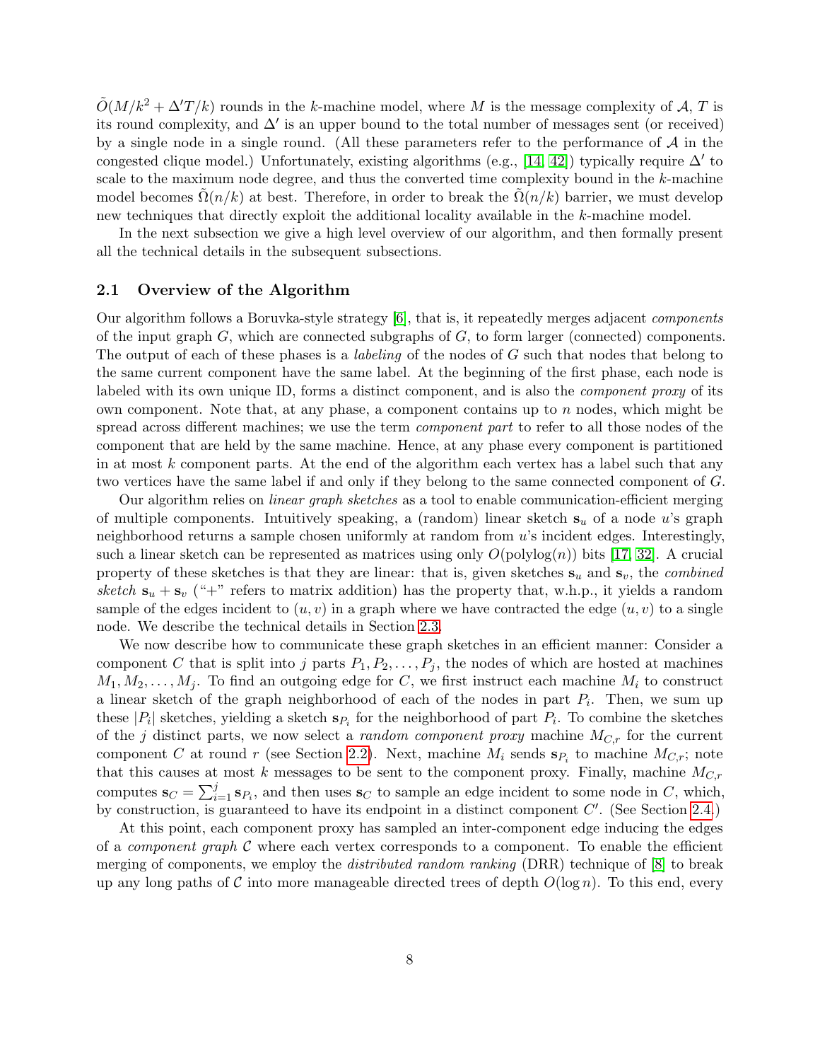$\tilde{O}(M/k^2 + \Delta' T/k)$ rounds in the $k$-machine model, where $M$ is the message complexity of $\mathcal{A}$, $T$ is its round complexity, and $\Delta'$ is an upper bound to the total number of messages sent (or received) by a single node in a single round. (All these parameters refer to the performance of $\mathcal{A}$ in the congested clique model.) Unfortunately, existing algorithms (e.g., [14, 42]) typically require $\Delta'$ to scale to the maximum node degree, and thus the converted time complexity bound in the $k$-machine model becomes $\tilde{\Omega}(n/k)$ at best. Therefore, in order to break the $\tilde{\Omega}(n/k)$ barrier, we must develop new techniques that directly exploit the additional locality available in the $k$-machine model.

In the next subsection we give a high level overview of our algorithm, and then formally present all the technical details in the subsequent subsections.

### 2.1 Overview of the Algorithm

Our algorithm follows a Boruvka-style strategy [6], that is, it repeatedly merges adjacent *components* of the input graph $G$, which are connected subgraphs of $G$, to form larger (connected) components. The output of each of these phases is a *labeling* of the nodes of $G$ such that nodes that belong to the same current component have the same label. At the beginning of the first phase, each node is labeled with its own unique ID, forms a distinct component, and is also the *component proxy* of its own component. Note that, at any phase, a component contains up to $n$ nodes, which might be spread across different machines; we use the term *component part* to refer to all those nodes of the component that are held by the same machine. Hence, at any phase every component is partitioned in at most $k$ component parts. At the end of the algorithm each vertex has a label such that any two vertices have the same label if and only if they belong to the same connected component of $G$.

Our algorithm relies on *linear graph sketches* as a tool to enable communication-efficient merging of multiple components. Intuitively speaking, a (random) linear sketch $\mathbf{s}_u$ of a node $u$'s graph neighborhood returns a sample chosen uniformly at random from $u$'s incident edges. Interestingly, such a linear sketch can be represented as matrices using only $O(\text{polylog}(n))$ bits [17, 32]. A crucial property of these sketches is that they are linear: that is, given sketches $\mathbf{s}_u$ and $\mathbf{s}_v$, the *combined sketch* $\mathbf{s}_u + \mathbf{s}_v$ ("+" refers to matrix addition) has the property that, w.h.p., it yields a random sample of the edges incident to $(u, v)$ in a graph where we have contracted the edge $(u, v)$ to a single node. We describe the technical details in Section 2.3.

We now describe how to communicate these graph sketches in an efficient manner: Consider a component $C$ that is split into $j$ parts $P_1, P_2, \ldots, P_j$, the nodes of which are hosted at machines $M_1, M_2, \ldots, M_j$. To find an outgoing edge for $C$, we first instruct each machine $M_i$ to construct a linear sketch of the graph neighborhood of each of the nodes in part $P_i$. Then, we sum up these $|P_i|$ sketches, yielding a sketch $\mathbf{s}_{P_i}$ for the neighborhood of part $P_i$. To combine the sketches of the $j$ distinct parts, we now select a *random component proxy* machine $M_{C,r}$ for the current component $C$ at round $r$ (see Section 2.2). Next, machine $M_i$ sends $\mathbf{s}_{P_i}$ to machine $M_{C,r}$; note that this causes at most $k$ messages to be sent to the component proxy. Finally, machine $M_{C,r}$ computes $\mathbf{s}_C = \sum_{i=1}^{j} \mathbf{s}_{P_i}$, and then uses $\mathbf{s}_C$ to sample an edge incident to some node in $C$, which, by construction, is guaranteed to have its endpoint in a distinct component $C'$. (See Section 2.4.)

At this point, each component proxy has sampled an inter-component edge inducing the edges of a *component graph* $\mathcal{C}$ where each vertex corresponds to a component. To enable the efficient merging of components, we employ the *distributed random ranking* (DRR) technique of [8] to break up any long paths of $\mathcal{C}$ into more manageable directed trees of depth $O(\log n)$. To this end, every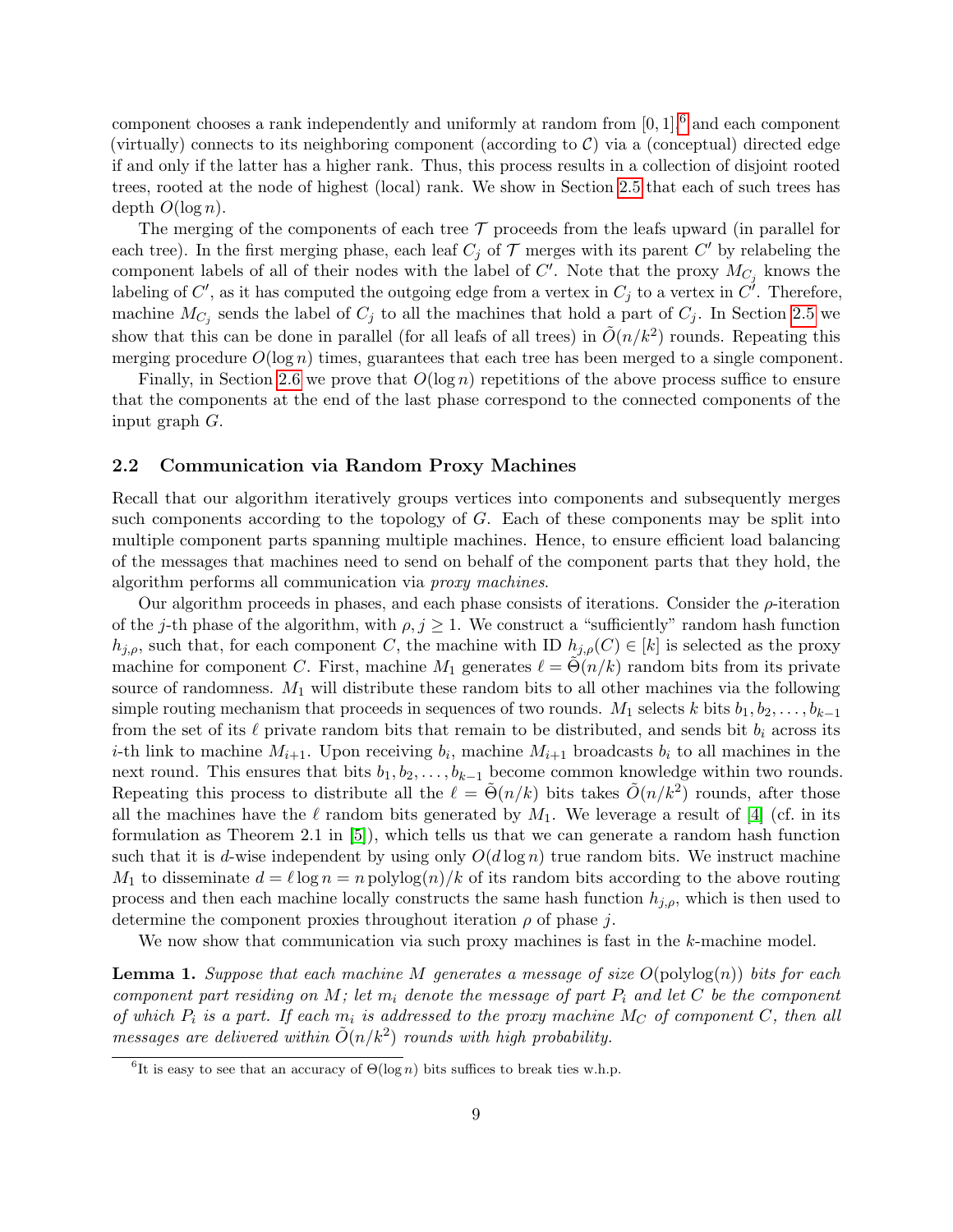component chooses a rank independently and uniformly at random from $[0, 1]$,[6] and each component (virtually) connects to its neighboring component (according to $\mathcal{C}$) via a (conceptual) directed edge if and only if the latter has a higher rank. Thus, this process results in a collection of disjoint rooted trees, rooted at the node of highest (local) rank. We show in Section 2.5 that each of such trees has depth $O(\log n)$.

The merging of the components of each tree $\mathcal{T}$ proceeds from the leafs upward (in parallel for each tree). In the first merging phase, each leaf $C_j$ of $\mathcal{T}$ merges with its parent $C'$ by relabeling the component labels of all of their nodes with the label of $C'$. Note that the proxy $M_{C_j}$ knows the labeling of $C'$, as it has computed the outgoing edge from a vertex in $C_j$ to a vertex in $C'$. Therefore, machine $M_{C_j}$ sends the label of $C_j$ to all the machines that hold a part of $C_j$. In Section 2.5 we show that this can be done in parallel (for all leafs of all trees) in $\tilde{O}(n/k^2)$ rounds. Repeating this merging procedure $O(\log n)$ times, guarantees that each tree has been merged to a single component.

Finally, in Section 2.6 we prove that $O(\log n)$ repetitions of the above process suffice to ensure that the components at the end of the last phase correspond to the connected components of the input graph $G$.

### 2.2 Communication via Random Proxy Machines

Recall that our algorithm iteratively groups vertices into components and subsequently merges such components according to the topology of $G$. Each of these components may be split into multiple component parts spanning multiple machines. Hence, to ensure efficient load balancing of the messages that machines need to send on behalf of the component parts that they hold, the algorithm performs all communication via *proxy machines*.

Our algorithm proceeds in phases, and each phase consists of iterations. Consider the $\rho$-iteration of the $j$-th phase of the algorithm, with $\rho, j \geq 1$. We construct a "sufficiently" random hash function $h_{j,\rho}$, such that, for each component $C$, the machine with ID $h_{j,\rho}(C) \in [k]$ is selected as the proxy machine for component $C$. First, machine $M_1$ generates $\ell = \tilde{\Theta}(n/k)$ random bits from its private source of randomness. $M_1$ will distribute these random bits to all other machines via the following simple routing mechanism that proceeds in sequences of two rounds. $M_1$ selects $k$ bits $b_1, b_2, \ldots, b_{k-1}$ from the set of its $\ell$ private random bits that remain to be distributed, and sends bit $b_i$ across its $i$-th link to machine $M_{i+1}$. Upon receiving $b_i$, machine $M_{i+1}$ broadcasts $b_i$ to all machines in the next round. This ensures that bits $b_1, b_2, \ldots, b_{k-1}$ become common knowledge within two rounds. Repeating this process to distribute all the $\ell = \tilde{\Theta}(n/k)$ bits takes $\tilde{O}(n/k^2)$ rounds, after those all the machines have the $\ell$ random bits generated by $M_1$. We leverage a result of [4] (cf. in its formulation as Theorem 2.1 in [5]), which tells us that we can generate a random hash function such that it is $d$-wise independent by using only $O(d \log n)$ true random bits. We instruct machine $M_1$ to disseminate $d = \ell \log n = n \operatorname{polylog}(n)/k$ of its random bits according to the above routing process and then each machine locally constructs the same hash function $h_{j,\rho}$, which is then used to determine the component proxies throughout iteration $\rho$ of phase $j$.

We now show that communication via such proxy machines is fast in the $k$-machine model.

**Lemma 1.** *Suppose that each machine $M$ generates a message of size $O(\operatorname{polylog}(n))$ bits for each component part residing on $M$; let $m_i$ denote the message of part $P_i$ and let $C$ be the component of which $P_i$ is a part. If each $m_i$ is addressed to the proxy machine $M_C$ of component $C$, then all messages are delivered within $\tilde{O}(n/k^2)$ rounds with high probability.*

[6] It is easy to see that an accuracy of $\Theta(\log n)$ bits suffices to break ties w.h.p.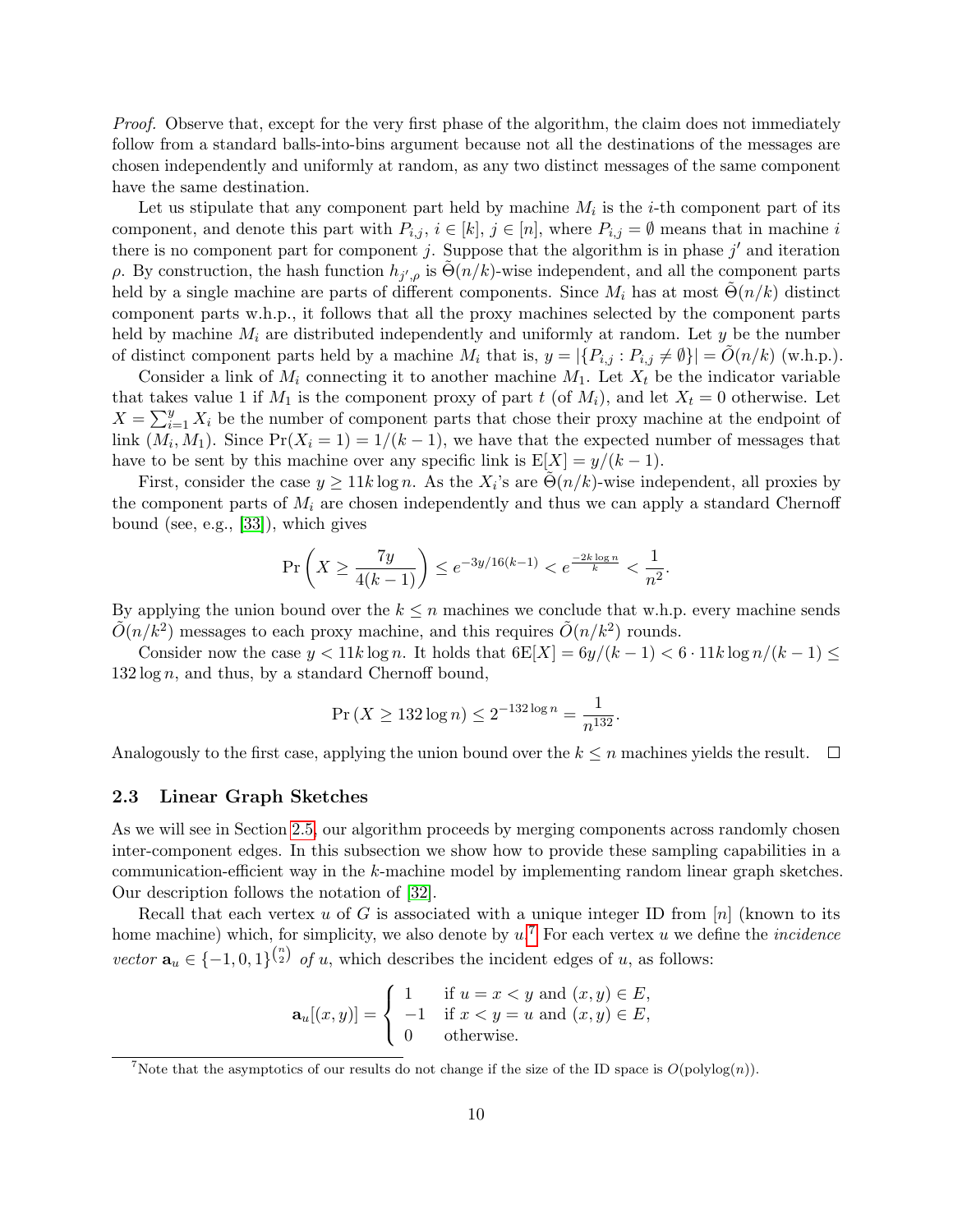*Proof.* Observe that, except for the very first phase of the algorithm, the claim does not immediately follow from a standard balls-into-bins argument because not all the destinations of the messages are chosen independently and uniformly at random, as any two distinct messages of the same component have the same destination.

Let us stipulate that any component part held by machine $M_i$ is the $i$-th component part of its component, and denote this part with $P_{i,j}$, $i \in [k]$, $j \in [n]$, where $P_{i,j} = \emptyset$ means that in machine $i$ there is no component part for component $j$. Suppose that the algorithm is in phase $j'$ and iteration $\rho$. By construction, the hash function $h_{j',\rho}$ is $\tilde{\Theta}(n/k)$-wise independent, and all the component parts held by a single machine are parts of different components. Since $M_i$ has at most $\tilde{\Theta}(n/k)$ distinct component parts w.h.p., it follows that all the proxy machines selected by the component parts held by machine $M_i$ are distributed independently and uniformly at random. Let $y$ be the number of distinct component parts held by a machine $M_i$ that is, $y = |\{P_{i,j} : P_{i,j} \neq \emptyset\}| = \tilde{O}(n/k)$ (w.h.p.).

Consider a link of $M_i$ connecting it to another machine $M_1$. Let $X_t$ be the indicator variable that takes value 1 if $M_1$ is the component proxy of part $t$ (of $M_i$), and let $X_t = 0$ otherwise. Let $X = \sum_{i=1}^{y} X_i$ be the number of component parts that chose their proxy machine at the endpoint of link $(M_i, M_1)$. Since $\Pr(X_i = 1) = 1/(k-1)$, we have that the expected number of messages that have to be sent by this machine over any specific link is $\mathrm{E}[X] = y/(k-1)$.

First, consider the case $y \geq 11k \log n$. As the $X_i$'s are $\tilde{\Theta}(n/k)$-wise independent, all proxies by the component parts of $M_i$ are chosen independently and thus we can apply a standard Chernoff bound (see, e.g., [33]), which gives

$$\Pr\left(X \geq \frac{7y}{4(k-1)}\right) \leq e^{-3y/16(k-1)} < e^{\frac{-2k\log n}{k}} < \frac{1}{n^2}.$$

By applying the union bound over the $k \leq n$ machines we conclude that w.h.p. every machine sends $\tilde{O}(n/k^2)$ messages to each proxy machine, and this requires $\tilde{O}(n/k^2)$ rounds.

Consider now the case $y < 11k \log n$. It holds that $6\mathrm{E}[X] = 6y/(k-1) < 6 \cdot 11k \log n/(k-1) \leq 132 \log n$, and thus, by a standard Chernoff bound,

$$\Pr\left(X \geq 132 \log n\right) \leq 2^{-132 \log n} = \frac{1}{n^{132}}.$$

Analogously to the first case, applying the union bound over the $k \leq n$ machines yields the result. $\square$

### 2.3 Linear Graph Sketches

As we will see in Section 2.5, our algorithm proceeds by merging components across randomly chosen inter-component edges. In this subsection we show how to provide these sampling capabilities in a communication-efficient way in the $k$-machine model by implementing random linear graph sketches. Our description follows the notation of [32].

Recall that each vertex $u$ of $G$ is associated with a unique integer ID from $[n]$ (known to its home machine) which, for simplicity, we also denote by $u$.[7] For each vertex $u$ we define the *incidence vector* $\mathbf{a}_u \in \{-1, 0, 1\}^{\binom{n}{2}}$ *of* $u$, which describes the incident edges of $u$, as follows:

$$\mathbf{a}_u[(x,y)] = \begin{cases} 1 & \text{if } u = x < y \text{ and } (x,y) \in E, \\ -1 & \text{if } x < y = u \text{ and } (x,y) \in E, \\ 0 & \text{otherwise.} \end{cases}$$

[7] Note that the asymptotics of our results do not change if the size of the ID space is $O(\text{polylog}(n))$.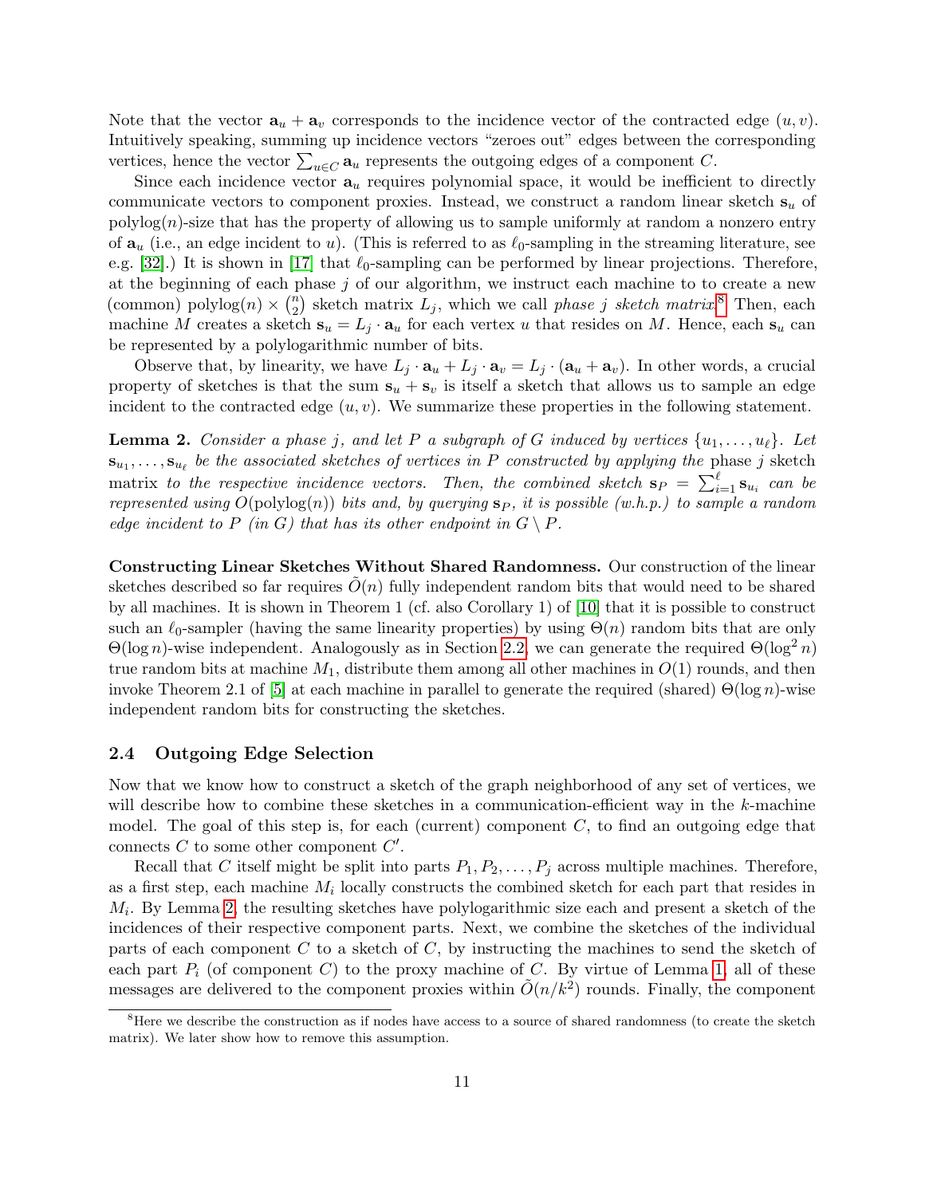Note that the vector $\mathbf{a}_u + \mathbf{a}_v$ corresponds to the incidence vector of the contracted edge $(u, v)$. Intuitively speaking, summing up incidence vectors "zeroes out" edges between the corresponding vertices, hence the vector $\sum_{u \in C} \mathbf{a}_u$ represents the outgoing edges of a component $C$.

Since each incidence vector $\mathbf{a}_u$ requires polynomial space, it would be inefficient to directly communicate vectors to component proxies. Instead, we construct a random linear sketch $\mathbf{s}_u$ of polylog$(n)$-size that has the property of allowing us to sample uniformly at random a nonzero entry of $\mathbf{a}_u$ (i.e., an edge incident to $u$). (This is referred to as $\ell_0$-sampling in the streaming literature, see e.g. [32].) It is shown in [17] that $\ell_0$-sampling can be performed by linear projections. Therefore, at the beginning of each phase $j$ of our algorithm, we instruct each machine to to create a new (common) polylog$(n) \times \binom{n}{2}$ sketch matrix $L_j$, which we call *phase $j$ sketch matrix*.[8] Then, each machine $M$ creates a sketch $\mathbf{s}_u = L_j \cdot \mathbf{a}_u$ for each vertex $u$ that resides on $M$. Hence, each $\mathbf{s}_u$ can be represented by a polylogarithmic number of bits.

Observe that, by linearity, we have $L_j \cdot \mathbf{a}_u + L_j \cdot \mathbf{a}_v = L_j \cdot (\mathbf{a}_u + \mathbf{a}_v)$. In other words, a crucial property of sketches is that the sum $\mathbf{s}_u + \mathbf{s}_v$ is itself a sketch that allows us to sample an edge incident to the contracted edge $(u, v)$. We summarize these properties in the following statement.

**Lemma 2.** *Consider a phase $j$, and let $P$ a subgraph of $G$ induced by vertices $\{u_1, \ldots, u_\ell\}$. Let $\mathbf{s}_{u_1}, \ldots, \mathbf{s}_{u_\ell}$ be the associated sketches of vertices in $P$ constructed by applying the* phase $j$ sketch matrix *to the respective incidence vectors. Then, the combined sketch $\mathbf{s}_P = \sum_{i=1}^{\ell} \mathbf{s}_{u_i}$ can be represented using $O(\text{polylog}(n))$ bits and, by querying $\mathbf{s}_P$, it is possible (w.h.p.) to sample a random edge incident to $P$ (in $G$) that has its other endpoint in $G \setminus P$.*

**Constructing Linear Sketches Without Shared Randomness.** Our construction of the linear sketches described so far requires $\tilde{O}(n)$ fully independent random bits that would need to be shared by all machines. It is shown in Theorem 1 (cf. also Corollary 1) of [10] that it is possible to construct such an $\ell_0$-sampler (having the same linearity properties) by using $\Theta(n)$ random bits that are only $\Theta(\log n)$-wise independent. Analogously as in Section 2.2, we can generate the required $\Theta(\log^2 n)$ true random bits at machine $M_1$, distribute them among all other machines in $O(1)$ rounds, and then invoke Theorem 2.1 of [5] at each machine in parallel to generate the required (shared) $\Theta(\log n)$-wise independent random bits for constructing the sketches.

### 2.4 Outgoing Edge Selection

Now that we know how to construct a sketch of the graph neighborhood of any set of vertices, we will describe how to combine these sketches in a communication-efficient way in the $k$-machine model. The goal of this step is, for each (current) component $C$, to find an outgoing edge that connects $C$ to some other component $C'$.

Recall that $C$ itself might be split into parts $P_1, P_2, \ldots, P_j$ across multiple machines. Therefore, as a first step, each machine $M_i$ locally constructs the combined sketch for each part that resides in $M_i$. By Lemma 2, the resulting sketches have polylogarithmic size each and present a sketch of the incidences of their respective component parts. Next, we combine the sketches of the individual parts of each component $C$ to a sketch of $C$, by instructing the machines to send the sketch of each part $P_i$ (of component $C$) to the proxy machine of $C$. By virtue of Lemma 1, all of these messages are delivered to the component proxies within $\tilde{O}(n/k^2)$ rounds. Finally, the component

[8] Here we describe the construction as if nodes have access to a source of shared randomness (to create the sketch matrix). We later show how to remove this assumption.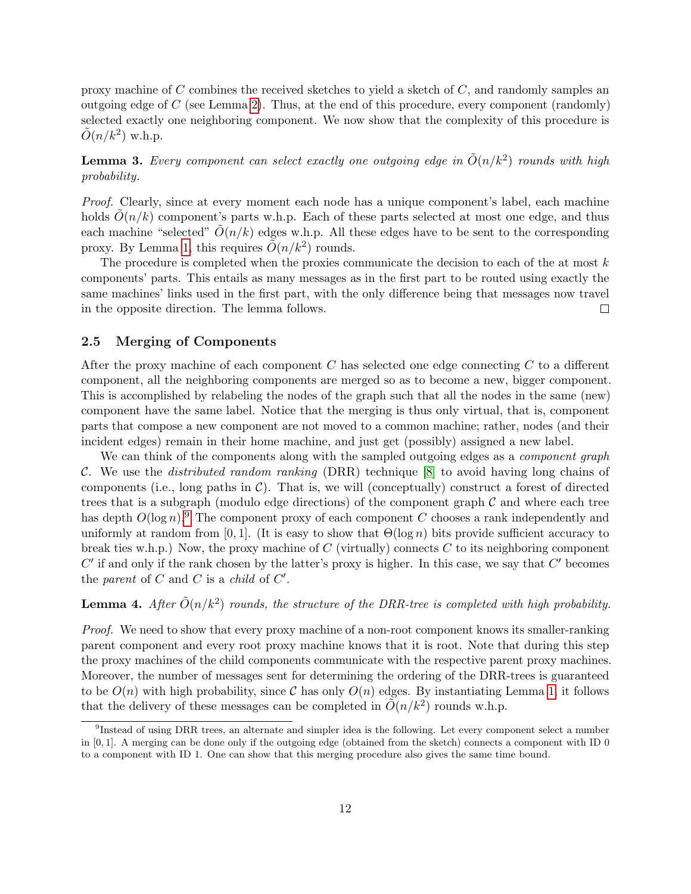proxy machine of $C$ combines the received sketches to yield a sketch of $C$, and randomly samples an outgoing edge of $C$ (see Lemma 2). Thus, at the end of this procedure, every component (randomly) selected exactly one neighboring component. We now show that the complexity of this procedure is $\tilde{O}(n/k^2)$ w.h.p.

**Lemma 3.** *Every component can select exactly one outgoing edge in $\tilde{O}(n/k^2)$ rounds with high probability.*

*Proof.* Clearly, since at every moment each node has a unique component's label, each machine holds $\tilde{O}(n/k)$ component's parts w.h.p. Each of these parts selected at most one edge, and thus each machine "selected" $\tilde{O}(n/k)$ edges w.h.p. All these edges have to be sent to the corresponding proxy. By Lemma 1, this requires $\tilde{O}(n/k^2)$ rounds.

The procedure is completed when the proxies communicate the decision to each of the at most $k$ components' parts. This entails as many messages as in the first part to be routed using exactly the same machines' links used in the first part, with the only difference being that messages now travel in the opposite direction. The lemma follows. □

### 2.5 Merging of Components

After the proxy machine of each component $C$ has selected one edge connecting $C$ to a different component, all the neighboring components are merged so as to become a new, bigger component. This is accomplished by relabeling the nodes of the graph such that all the nodes in the same (new) component have the same label. Notice that the merging is thus only virtual, that is, component parts that compose a new component are not moved to a common machine; rather, nodes (and their incident edges) remain in their home machine, and just get (possibly) assigned a new label.

We can think of the components along with the sampled outgoing edges as a *component graph* $\mathcal{C}$. We use the *distributed random ranking* (DRR) technique [8] to avoid having long chains of components (i.e., long paths in $\mathcal{C}$). That is, we will (conceptually) construct a forest of directed trees that is a subgraph (modulo edge directions) of the component graph $\mathcal{C}$ and where each tree has depth $O(\log n)$.[9] The component proxy of each component $C$ chooses a rank independently and uniformly at random from $[0, 1]$. (It is easy to show that $\Theta(\log n)$ bits provide sufficient accuracy to break ties w.h.p.) Now, the proxy machine of $C$ (virtually) connects $C$ to its neighboring component $C'$ if and only if the rank chosen by the latter's proxy is higher. In this case, we say that $C'$ becomes the *parent* of $C$ and $C$ is a *child* of $C'$.

**Lemma 4.** *After $\tilde{O}(n/k^2)$ rounds, the structure of the DRR-tree is completed with high probability.*

*Proof.* We need to show that every proxy machine of a non-root component knows its smaller-ranking parent component and every root proxy machine knows that it is root. Note that during this step the proxy machines of the child components communicate with the respective parent proxy machines. Moreover, the number of messages sent for determining the ordering of the DRR-trees is guaranteed to be $O(n)$ with high probability, since $\mathcal{C}$ has only $O(n)$ edges. By instantiating Lemma 1, it follows that the delivery of these messages can be completed in $\tilde{O}(n/k^2)$ rounds w.h.p.

[9] Instead of using DRR trees, an alternate and simpler idea is the following. Let every component select a number in $[0, 1]$. A merging can be done only if the outgoing edge (obtained from the sketch) connects a component with ID 0 to a component with ID 1. One can show that this merging procedure also gives the same time bound.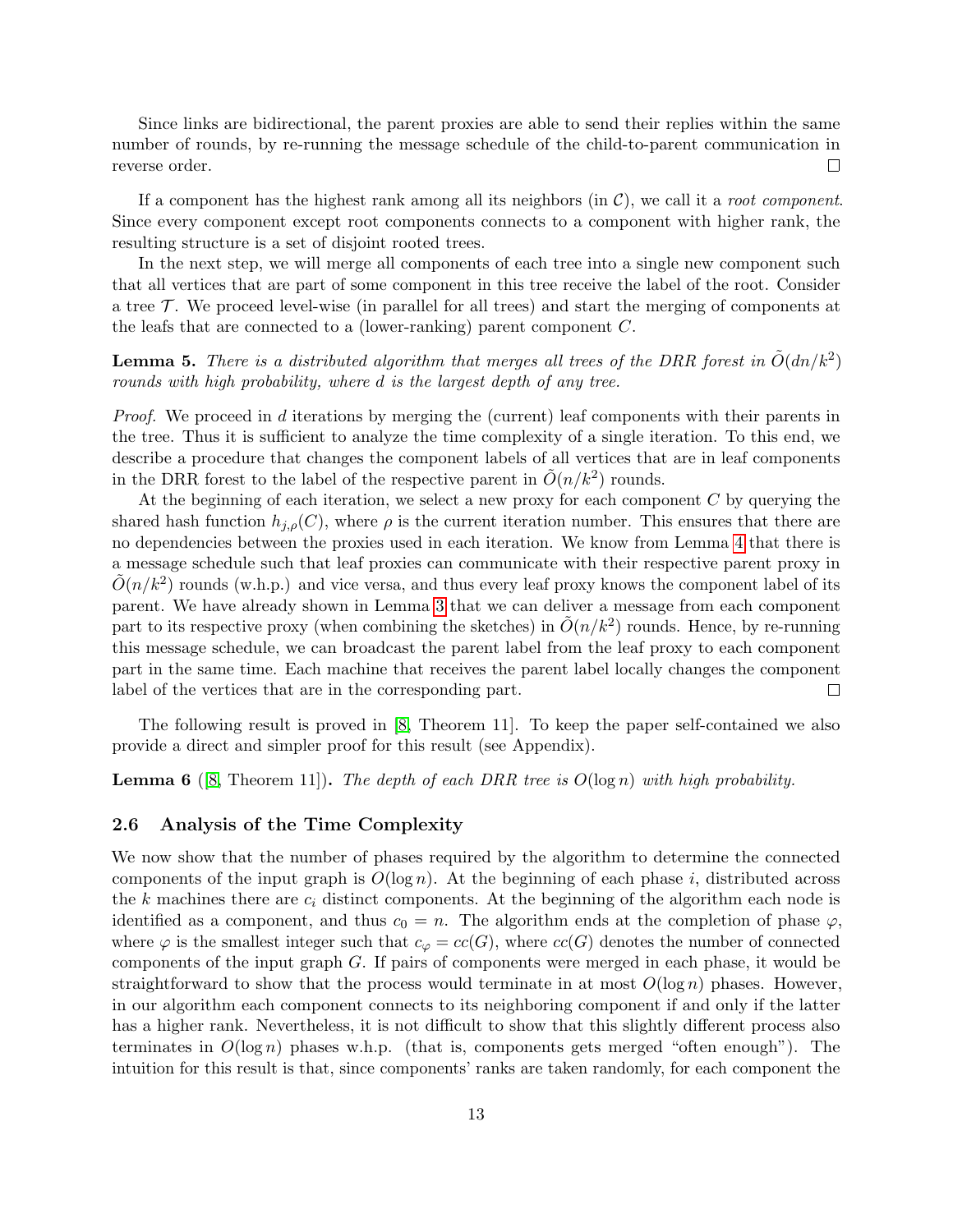Since links are bidirectional, the parent proxies are able to send their replies within the same number of rounds, by re-running the message schedule of the child-to-parent communication in reverse order. □

If a component has the highest rank among all its neighbors (in $\mathcal{C}$), we call it a *root component*. Since every component except root components connects to a component with higher rank, the resulting structure is a set of disjoint rooted trees.

In the next step, we will merge all components of each tree into a single new component such that all vertices that are part of some component in this tree receive the label of the root. Consider a tree $\mathcal{T}$. We proceed level-wise (in parallel for all trees) and start the merging of components at the leafs that are connected to a (lower-ranking) parent component $C$.

**Lemma 5.** *There is a distributed algorithm that merges all trees of the DRR forest in $\tilde{O}(dn/k^2)$ rounds with high probability, where $d$ is the largest depth of any tree.*

*Proof.* We proceed in $d$ iterations by merging the (current) leaf components with their parents in the tree. Thus it is sufficient to analyze the time complexity of a single iteration. To this end, we describe a procedure that changes the component labels of all vertices that are in leaf components in the DRR forest to the label of the respective parent in $\tilde{O}(n/k^2)$ rounds.

At the beginning of each iteration, we select a new proxy for each component $C$ by querying the shared hash function $h_{j,\rho}(C)$, where $\rho$ is the current iteration number. This ensures that there are no dependencies between the proxies used in each iteration. We know from Lemma 4 that there is a message schedule such that leaf proxies can communicate with their respective parent proxy in $\tilde{O}(n/k^2)$ rounds (w.h.p.) and vice versa, and thus every leaf proxy knows the component label of its parent. We have already shown in Lemma 3 that we can deliver a message from each component part to its respective proxy (when combining the sketches) in $\tilde{O}(n/k^2)$ rounds. Hence, by re-running this message schedule, we can broadcast the parent label from the leaf proxy to each component part in the same time. Each machine that receives the parent label locally changes the component label of the vertices that are in the corresponding part. □

The following result is proved in [8, Theorem 11]. To keep the paper self-contained we also provide a direct and simpler proof for this result (see Appendix).

**Lemma 6** ([8, Theorem 11])**.** *The depth of each DRR tree is $O(\log n)$ with high probability.*

### 2.6 Analysis of the Time Complexity

We now show that the number of phases required by the algorithm to determine the connected components of the input graph is $O(\log n)$. At the beginning of each phase $i$, distributed across the $k$ machines there are $c_i$ distinct components. At the beginning of the algorithm each node is identified as a component, and thus $c_0 = n$. The algorithm ends at the completion of phase $\varphi$, where $\varphi$ is the smallest integer such that $c_\varphi = cc(G)$, where $cc(G)$ denotes the number of connected components of the input graph $G$. If pairs of components were merged in each phase, it would be straightforward to show that the process would terminate in at most $O(\log n)$ phases. However, in our algorithm each component connects to its neighboring component if and only if the latter has a higher rank. Nevertheless, it is not difficult to show that this slightly different process also terminates in $O(\log n)$ phases w.h.p. (that is, components gets merged "often enough"). The intuition for this result is that, since components' ranks are taken randomly, for each component the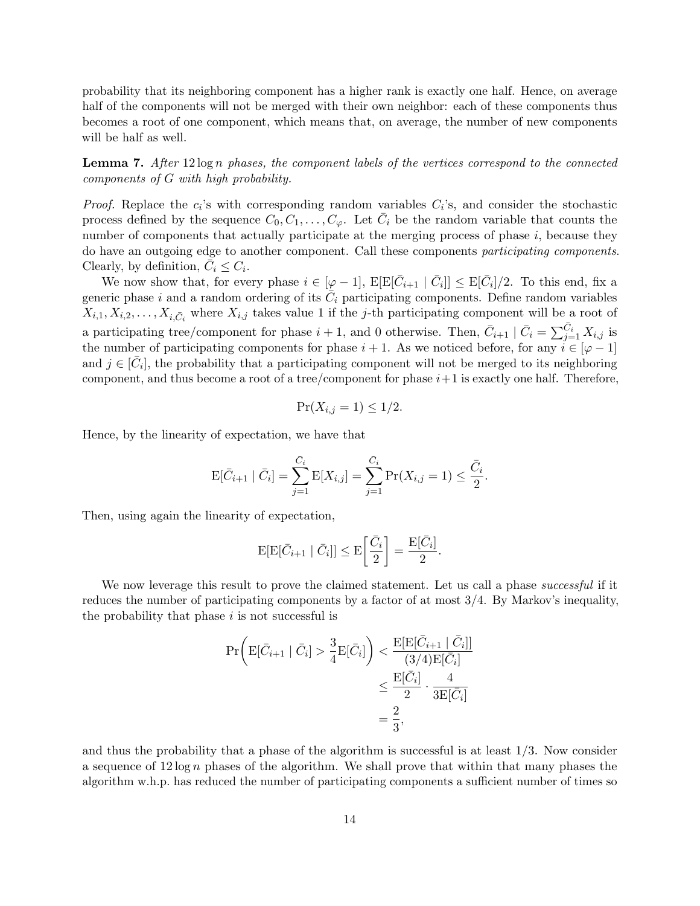probability that its neighboring component has a higher rank is exactly one half. Hence, on average half of the components will not be merged with their own neighbor: each of these components thus becomes a root of one component, which means that, on average, the number of new components will be half as well.

**Lemma 7.** *After $12 \log n$ phases, the component labels of the vertices correspond to the connected components of $G$ with high probability.*

*Proof.* Replace the $c_i$'s with corresponding random variables $C_i$'s, and consider the stochastic process defined by the sequence $C_0, C_1, \ldots, C_\varphi$. Let $\bar{C}_i$ be the random variable that counts the number of components that actually participate at the merging process of phase $i$, because they do have an outgoing edge to another component. Call these components *participating components*. Clearly, by definition, $\bar{C}_i \leq C_i$.

We now show that, for every phase $i \in [\varphi - 1]$, $\mathrm{E}[\mathrm{E}[\bar{C}_{i+1} \mid \bar{C}_i]] \leq \mathrm{E}[\bar{C}_i]/2$. To this end, fix a generic phase $i$ and a random ordering of its $\bar{C}_i$ participating components. Define random variables $X_{i,1}, X_{i,2}, \ldots, X_{i,\bar{C}_i}$ where $X_{i,j}$ takes value 1 if the $j$-th participating component will be a root of a participating tree/component for phase $i+1$, and 0 otherwise. Then, $\bar{C}_{i+1} \mid \bar{C}_i = \sum_{j=1}^{\bar{C}_i} X_{i,j}$ is the number of participating components for phase $i+1$. As we noticed before, for any $i \in [\varphi - 1]$ and $j \in [\bar{C}_i]$, the probability that a participating component will not be merged to its neighboring component, and thus become a root of a tree/component for phase $i+1$ is exactly one half. Therefore,

$$\Pr(X_{i,j} = 1) \leq 1/2.$$

Hence, by the linearity of expectation, we have that

$$\mathrm{E}[\bar{C}_{i+1} \mid \bar{C}_i] = \sum_{j=1}^{\bar{C}_i} \mathrm{E}[X_{i,j}] = \sum_{j=1}^{\bar{C}_i} \Pr(X_{i,j} = 1) \leq \frac{\bar{C}_i}{2}.$$

Then, using again the linearity of expectation,

$$\mathrm{E}[\mathrm{E}[\bar{C}_{i+1} \mid \bar{C}_i]] \leq \mathrm{E}\left[\frac{\bar{C}_i}{2}\right] = \frac{\mathrm{E}[\bar{C}_i]}{2}.$$

We now leverage this result to prove the claimed statement. Let us call a phase *successful* if it reduces the number of participating components by a factor of at most $3/4$. By Markov's inequality, the probability that phase $i$ is not successful is

$$\begin{aligned}
\Pr\left(\mathrm{E}[\bar{C}_{i+1} \mid \bar{C}_i] > \frac{3}{4}\mathrm{E}[\bar{C}_i]\right) &< \frac{\mathrm{E}[\mathrm{E}[\bar{C}_{i+1} \mid \bar{C}_i]]}{(3/4)\mathrm{E}[\bar{C}_i]} \\
&\leq \frac{\mathrm{E}[\bar{C}_i]}{2} \cdot \frac{4}{3\mathrm{E}[\bar{C}_i]} \\
&= \frac{2}{3},
\end{aligned}$$

and thus the probability that a phase of the algorithm is successful is at least $1/3$. Now consider a sequence of $12 \log n$ phases of the algorithm. We shall prove that within that many phases the algorithm w.h.p. has reduced the number of participating components a sufficient number of times so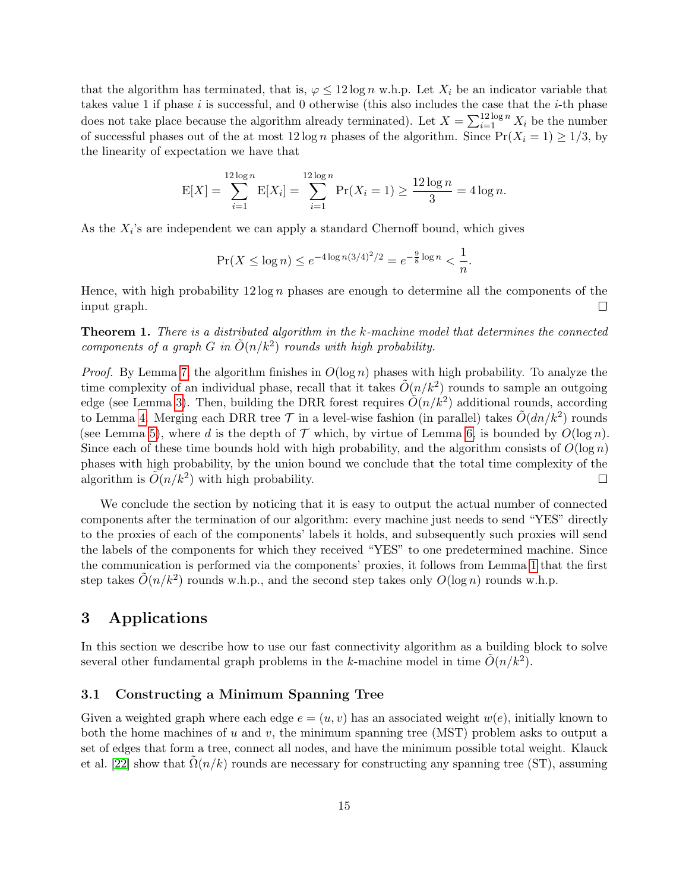that the algorithm has terminated, that is, $\varphi \leq 12 \log n$ w.h.p. Let $X_i$ be an indicator variable that takes value 1 if phase $i$ is successful, and 0 otherwise (this also includes the case that the $i$-th phase does not take place because the algorithm already terminated). Let $X = \sum_{i=1}^{12 \log n} X_i$ be the number of successful phases out of the at most $12 \log n$ phases of the algorithm. Since $\Pr(X_i = 1) \geq 1/3$, by the linearity of expectation we have that

$$\mathrm{E}[X] = \sum_{i=1}^{12 \log n} \mathrm{E}[X_i] = \sum_{i=1}^{12 \log n} \Pr(X_i = 1) \geq \frac{12 \log n}{3} = 4 \log n.$$

As the $X_i$'s are independent we can apply a standard Chernoff bound, which gives

$$\Pr(X \leq \log n) \leq e^{-4 \log n (3/4)^2/2} = e^{-\frac{9}{8} \log n} < \frac{1}{n}.$$

Hence, with high probability $12 \log n$ phases are enough to determine all the components of the input graph. □

**Theorem 1.** *There is a distributed algorithm in the $k$-machine model that determines the connected components of a graph $G$ in $\tilde{O}(n/k^2)$ rounds with high probability.*

*Proof.* By Lemma 7, the algorithm finishes in $O(\log n)$ phases with high probability. To analyze the time complexity of an individual phase, recall that it takes $\tilde{O}(n/k^2)$ rounds to sample an outgoing edge (see Lemma 3). Then, building the DRR forest requires $\tilde{O}(n/k^2)$ additional rounds, according to Lemma 4. Merging each DRR tree $\mathcal{T}$ in a level-wise fashion (in parallel) takes $\tilde{O}(dn/k^2)$ rounds (see Lemma 5), where $d$ is the depth of $\mathcal{T}$ which, by virtue of Lemma 6, is bounded by $O(\log n)$. Since each of these time bounds hold with high probability, and the algorithm consists of $O(\log n)$ phases with high probability, by the union bound we conclude that the total time complexity of the algorithm is $\tilde{O}(n/k^2)$ with high probability. □

We conclude the section by noticing that it is easy to output the actual number of connected components after the termination of our algorithm: every machine just needs to send "YES" directly to the proxies of each of the components' labels it holds, and subsequently such proxies will send the labels of the components for which they received "YES" to one predetermined machine. Since the communication is performed via the components' proxies, it follows from Lemma 1 that the first step takes $\tilde{O}(n/k^2)$ rounds w.h.p., and the second step takes only $O(\log n)$ rounds w.h.p.

# 3 Applications

In this section we describe how to use our fast connectivity algorithm as a building block to solve several other fundamental graph problems in the $k$-machine model in time $\tilde{O}(n/k^2)$.

## 3.1 Constructing a Minimum Spanning Tree

Given a weighted graph where each edge $e = (u, v)$ has an associated weight $w(e)$, initially known to both the home machines of $u$ and $v$, the minimum spanning tree (MST) problem asks to output a set of edges that form a tree, connect all nodes, and have the minimum possible total weight. Klauck et al. [22] show that $\tilde{\Omega}(n/k)$ rounds are necessary for constructing any spanning tree (ST), assuming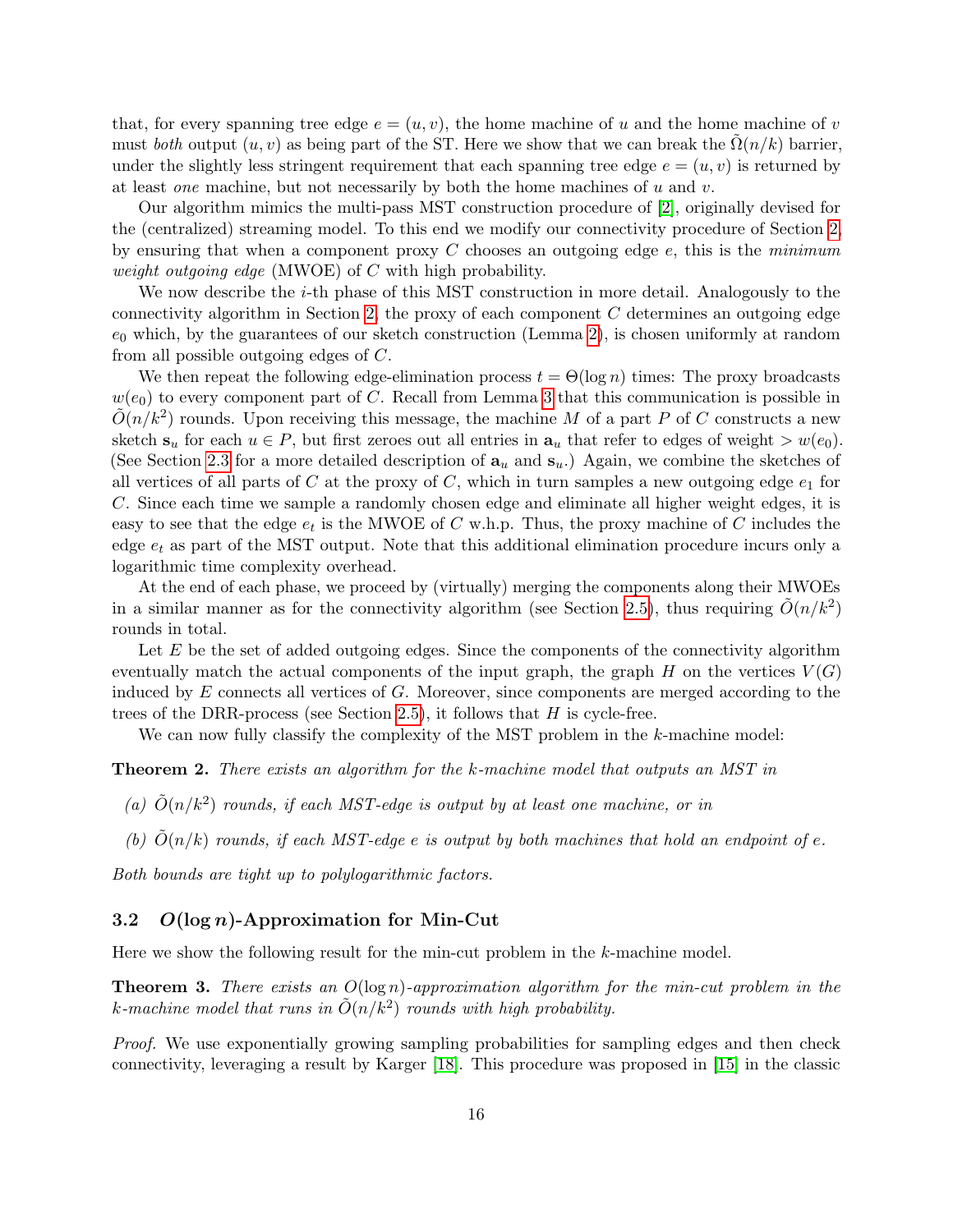that, for every spanning tree edge $e = (u, v)$, the home machine of $u$ and the home machine of $v$ must *both* output $(u, v)$ as being part of the ST. Here we show that we can break the $\tilde{\Omega}(n/k)$ barrier, under the slightly less stringent requirement that each spanning tree edge $e = (u, v)$ is returned by at least *one* machine, but not necessarily by both the home machines of $u$ and $v$.

Our algorithm mimics the multi-pass MST construction procedure of [2], originally devised for the (centralized) streaming model. To this end we modify our connectivity procedure of Section 2, by ensuring that when a component proxy $C$ chooses an outgoing edge $e$, this is the *minimum weight outgoing edge* (MWOE) of $C$ with high probability.

We now describe the $i$-th phase of this MST construction in more detail. Analogously to the connectivity algorithm in Section 2, the proxy of each component $C$ determines an outgoing edge $e_0$ which, by the guarantees of our sketch construction (Lemma 2), is chosen uniformly at random from all possible outgoing edges of $C$.

We then repeat the following edge-elimination process $t = \Theta(\log n)$ times: The proxy broadcasts $w(e_0)$ to every component part of $C$. Recall from Lemma 3 that this communication is possible in $\tilde{O}(n/k^2)$ rounds. Upon receiving this message, the machine $M$ of a part $P$ of $C$ constructs a new sketch $\mathbf{s}_u$ for each $u \in P$, but first zeroes out all entries in $\mathbf{a}_u$ that refer to edges of weight $> w(e_0)$. (See Section 2.3 for a more detailed description of $\mathbf{a}_u$ and $\mathbf{s}_u$.) Again, we combine the sketches of all vertices of all parts of $C$ at the proxy of $C$, which in turn samples a new outgoing edge $e_1$ for $C$. Since each time we sample a randomly chosen edge and eliminate all higher weight edges, it is easy to see that the edge $e_t$ is the MWOE of $C$ w.h.p. Thus, the proxy machine of $C$ includes the edge $e_t$ as part of the MST output. Note that this additional elimination procedure incurs only a logarithmic time complexity overhead.

At the end of each phase, we proceed by (virtually) merging the components along their MWOEs in a similar manner as for the connectivity algorithm (see Section 2.5), thus requiring $\tilde{O}(n/k^2)$ rounds in total.

Let $E$ be the set of added outgoing edges. Since the components of the connectivity algorithm eventually match the actual components of the input graph, the graph $H$ on the vertices $V(G)$ induced by $E$ connects all vertices of $G$. Moreover, since components are merged according to the trees of the DRR-process (see Section 2.5), it follows that $H$ is cycle-free.

We can now fully classify the complexity of the MST problem in the $k$-machine model:

**Theorem 2.** *There exists an algorithm for the $k$-machine model that outputs an MST in*

*(a) $\tilde{O}(n/k^2)$ rounds, if each MST-edge is output by at least one machine, or in*

*(b) $\tilde{O}(n/k)$ rounds, if each MST-edge $e$ is output by both machines that hold an endpoint of $e$.*

*Both bounds are tight up to polylogarithmic factors.*

### 3.2 $O(\log n)$-Approximation for Min-Cut

Here we show the following result for the min-cut problem in the $k$-machine model.

**Theorem 3.** *There exists an $O(\log n)$-approximation algorithm for the min-cut problem in the $k$-machine model that runs in $\tilde{O}(n/k^2)$ rounds with high probability.*

*Proof.* We use exponentially growing sampling probabilities for sampling edges and then check connectivity, leveraging a result by Karger [18]. This procedure was proposed in [15] in the classic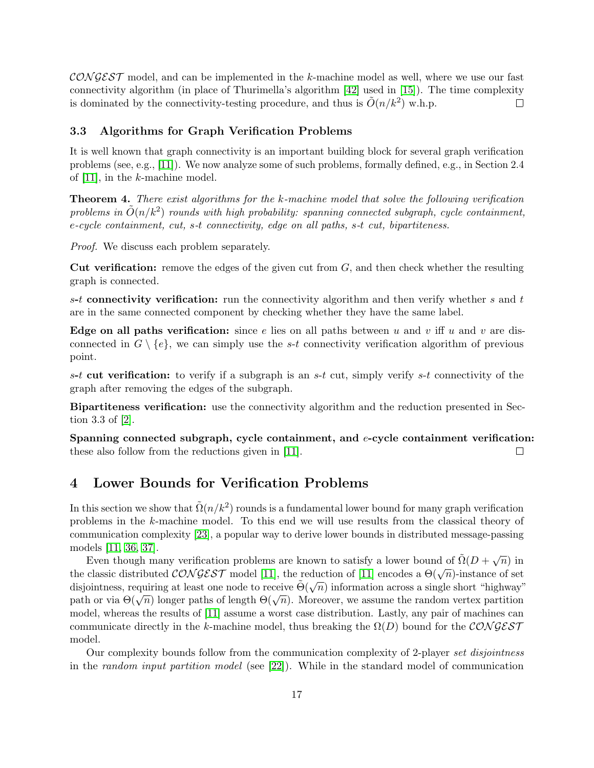$\mathcal{CONGEST}$ model, and can be implemented in the $k$-machine model as well, where we use our fast connectivity algorithm (in place of Thurimella's algorithm [42] used in [15]). The time complexity is dominated by the connectivity-testing procedure, and thus is $\tilde{O}(n/k^2)$ w.h.p. □

### 3.3 Algorithms for Graph Verification Problems

It is well known that graph connectivity is an important building block for several graph verification problems (see, e.g., [11]). We now analyze some of such problems, formally defined, e.g., in Section 2.4 of [11], in the $k$-machine model.

**Theorem 4.** *There exist algorithms for the $k$-machine model that solve the following verification problems in $\tilde{O}(n/k^2)$ rounds with high probability: spanning connected subgraph, cycle containment, e-cycle containment, cut, s-t connectivity, edge on all paths, s-t cut, bipartiteness.*

*Proof.* We discuss each problem separately.

**Cut verification:** remove the edges of the given cut from $G$, and then check whether the resulting graph is connected.

**$s$-$t$ connectivity verification:** run the connectivity algorithm and then verify whether $s$ and $t$ are in the same connected component by checking whether they have the same label.

**Edge on all paths verification:** since $e$ lies on all paths between $u$ and $v$ iff $u$ and $v$ are disconnected in $G \setminus \{e\}$, we can simply use the $s$-$t$ connectivity verification algorithm of previous point.

**$s$-$t$ cut verification:** to verify if a subgraph is an $s$-$t$ cut, simply verify $s$-$t$ connectivity of the graph after removing the edges of the subgraph.

**Bipartiteness verification:** use the connectivity algorithm and the reduction presented in Section 3.3 of [2].

**Spanning connected subgraph, cycle containment, and $e$-cycle containment verification:** these also follow from the reductions given in [11]. □

# 4 Lower Bounds for Verification Problems

In this section we show that $\tilde{\Omega}(n/k^2)$ rounds is a fundamental lower bound for many graph verification problems in the $k$-machine model. To this end we will use results from the classical theory of communication complexity [23], a popular way to derive lower bounds in distributed message-passing models [11, 36, 37].

Even though many verification problems are known to satisfy a lower bound of $\tilde{\Omega}(D + \sqrt{n})$ in the classic distributed $\mathcal{CONGEST}$ model [11], the reduction of [11] encodes a $\Theta(\sqrt{n})$-instance of set disjointness, requiring at least one node to receive $\tilde{\Theta}(\sqrt{n})$ information across a single short "highway" path or via $\Theta(\sqrt{n})$ longer paths of length $\Theta(\sqrt{n})$. Moreover, we assume the random vertex partition model, whereas the results of [11] assume a worst case distribution. Lastly, any pair of machines can communicate directly in the $k$-machine model, thus breaking the $\Omega(D)$ bound for the $\mathcal{CONGEST}$ model.

Our complexity bounds follow from the communication complexity of 2-player *set disjointness* in the *random input partition model* (see [22]). While in the standard model of communication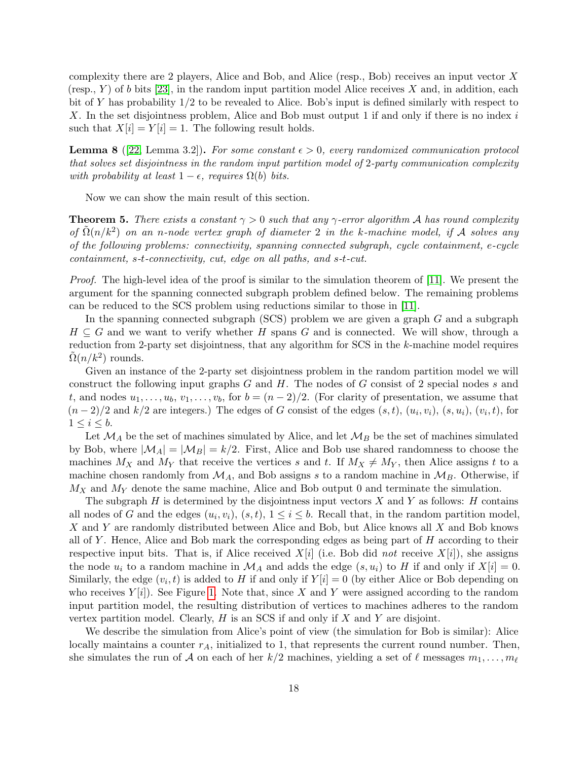complexity there are 2 players, Alice and Bob, and Alice (resp., Bob) receives an input vector $X$ (resp., $Y$) of $b$ bits [23], in the random input partition model Alice receives $X$ and, in addition, each bit of $Y$ has probability 1/2 to be revealed to Alice. Bob's input is defined similarly with respect to $X$. In the set disjointness problem, Alice and Bob must output 1 if and only if there is no index $i$ such that $X[i] = Y[i] = 1$. The following result holds.

**Lemma 8** ([22, Lemma 3.2])**.** *For some constant $\epsilon > 0$, every randomized communication protocol that solves set disjointness in the random input partition model of 2-party communication complexity with probability at least $1 - \epsilon$, requires $\Omega(b)$ bits.*

Now we can show the main result of this section.

**Theorem 5.** *There exists a constant $\gamma > 0$ such that any $\gamma$-error algorithm $\mathcal{A}$ has round complexity of $\tilde{\Omega}(n/k^2)$ on an $n$-node vertex graph of diameter 2 in the $k$-machine model, if $\mathcal{A}$ solves any of the following problems: connectivity, spanning connected subgraph, cycle containment, $e$-cycle containment, $s$-$t$-connectivity, cut, edge on all paths, and $s$-$t$-cut.*

*Proof.* The high-level idea of the proof is similar to the simulation theorem of [11]. We present the argument for the spanning connected subgraph problem defined below. The remaining problems can be reduced to the SCS problem using reductions similar to those in [11].

In the spanning connected subgraph (SCS) problem we are given a graph $G$ and a subgraph $H \subseteq G$ and we want to verify whether $H$ spans $G$ and is connected. We will show, through a reduction from 2-party set disjointness, that any algorithm for SCS in the $k$-machine model requires $\tilde{\Omega}(n/k^2)$ rounds.

Given an instance of the 2-party set disjointness problem in the random partition model we will construct the following input graphs $G$ and $H$. The nodes of $G$ consist of 2 special nodes $s$ and $t$, and nodes $u_1, \ldots, u_b$, $v_1, \ldots, v_b$, for $b = (n-2)/2$. (For clarity of presentation, we assume that $(n-2)/2$ and $k/2$ are integers.) The edges of $G$ consist of the edges $(s,t)$, $(u_i, v_i)$, $(s, u_i)$, $(v_i, t)$, for $1 \leq i \leq b$.

Let $\mathcal{M}_A$ be the set of machines simulated by Alice, and let $\mathcal{M}_B$ be the set of machines simulated by Bob, where $|\mathcal{M}_A| = |\mathcal{M}_B| = k/2$. First, Alice and Bob use shared randomness to choose the machines $M_X$ and $M_Y$ that receive the vertices $s$ and $t$. If $M_X \neq M_Y$, then Alice assigns $t$ to a machine chosen randomly from $\mathcal{M}_A$, and Bob assigns $s$ to a random machine in $\mathcal{M}_B$. Otherwise, if $M_X$ and $M_Y$ denote the same machine, Alice and Bob output 0 and terminate the simulation.

The subgraph $H$ is determined by the disjointness input vectors $X$ and $Y$ as follows: $H$ contains all nodes of $G$ and the edges $(u_i, v_i)$, $(s,t)$, $1 \leq i \leq b$. Recall that, in the random partition model, $X$ and $Y$ are randomly distributed between Alice and Bob, but Alice knows all $X$ and Bob knows all of $Y$. Hence, Alice and Bob mark the corresponding edges as being part of $H$ according to their respective input bits. That is, if Alice received $X[i]$ (i.e. Bob did *not* receive $X[i]$), she assigns the node $u_i$ to a random machine in $\mathcal{M}_A$ and adds the edge $(s, u_i)$ to $H$ if and only if $X[i] = 0$. Similarly, the edge $(v_i, t)$ is added to $H$ if and only if $Y[i] = 0$ (by either Alice or Bob depending on who receives $Y[i]$). See Figure 1. Note that, since $X$ and $Y$ were assigned according to the random input partition model, the resulting distribution of vertices to machines adheres to the random vertex partition model. Clearly, $H$ is an SCS if and only if $X$ and $Y$ are disjoint.

We describe the simulation from Alice's point of view (the simulation for Bob is similar): Alice locally maintains a counter $r_A$, initialized to 1, that represents the current round number. Then, she simulates the run of $\mathcal{A}$ on each of her $k/2$ machines, yielding a set of $\ell$ messages $m_1, \ldots, m_\ell$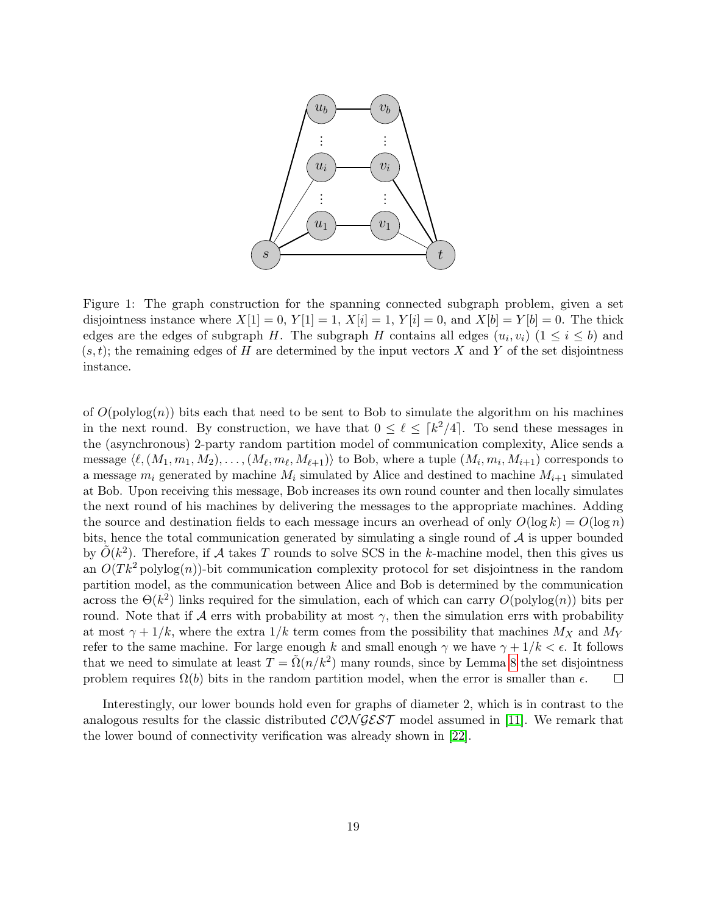Figure 1: The graph construction for the spanning connected subgraph problem, given a set disjointness instance where $X[1] = 0$, $Y[1] = 1$, $X[i] = 1$, $Y[i] = 0$, and $X[b] = Y[b] = 0$. The thick edges are the edges of subgraph $H$. The subgraph $H$ contains all edges $(u_i, v_i)$ $(1 \leq i \leq b)$ and $(s, t)$; the remaining edges of $H$ are determined by the input vectors $X$ and $Y$ of the set disjointness instance.

of $O(\text{polylog}(n))$ bits each that need to be sent to Bob to simulate the algorithm on his machines in the next round. By construction, we have that $0 \leq \ell \leq \lceil k^2/4 \rceil$. To send these messages in the (asynchronous) 2-party random partition model of communication complexity, Alice sends a message $\langle \ell, (M_1, m_1, M_2), \ldots, (M_\ell, m_\ell, M_{\ell+1}) \rangle$ to Bob, where a tuple $(M_i, m_i, M_{i+1})$ corresponds to a message $m_i$ generated by machine $M_i$ simulated by Alice and destined to machine $M_{i+1}$ simulated at Bob. Upon receiving this message, Bob increases its own round counter and then locally simulates the next round of his machines by delivering the messages to the appropriate machines. Adding the source and destination fields to each message incurs an overhead of only $O(\log k) = O(\log n)$ bits, hence the total communication generated by simulating a single round of $\mathcal{A}$ is upper bounded by $\tilde{O}(k^2)$. Therefore, if $\mathcal{A}$ takes $T$ rounds to solve SCS in the $k$-machine model, then this gives us an $O(Tk^2 \,\text{polylog}(n))$-bit communication complexity protocol for set disjointness in the random partition model, as the communication between Alice and Bob is determined by the communication across the $\Theta(k^2)$ links required for the simulation, each of which can carry $O(\text{polylog}(n))$ bits per round. Note that if $\mathcal{A}$ errs with probability at most $\gamma$, then the simulation errs with probability at most $\gamma + 1/k$, where the extra $1/k$ term comes from the possibility that machines $M_X$ and $M_Y$ refer to the same machine. For large enough $k$ and small enough $\gamma$ we have $\gamma + 1/k < \epsilon$. It follows that we need to simulate at least $T = \tilde{\Omega}(n/k^2)$ many rounds, since by Lemma 8 the set disjointness problem requires $\Omega(b)$ bits in the random partition model, when the error is smaller than $\epsilon$. $\square$

Interestingly, our lower bounds hold even for graphs of diameter 2, which is in contrast to the analogous results for the classic distributed $\mathcal{CONGEST}$ model assumed in [11]. We remark that the lower bound of connectivity verification was already shown in [22].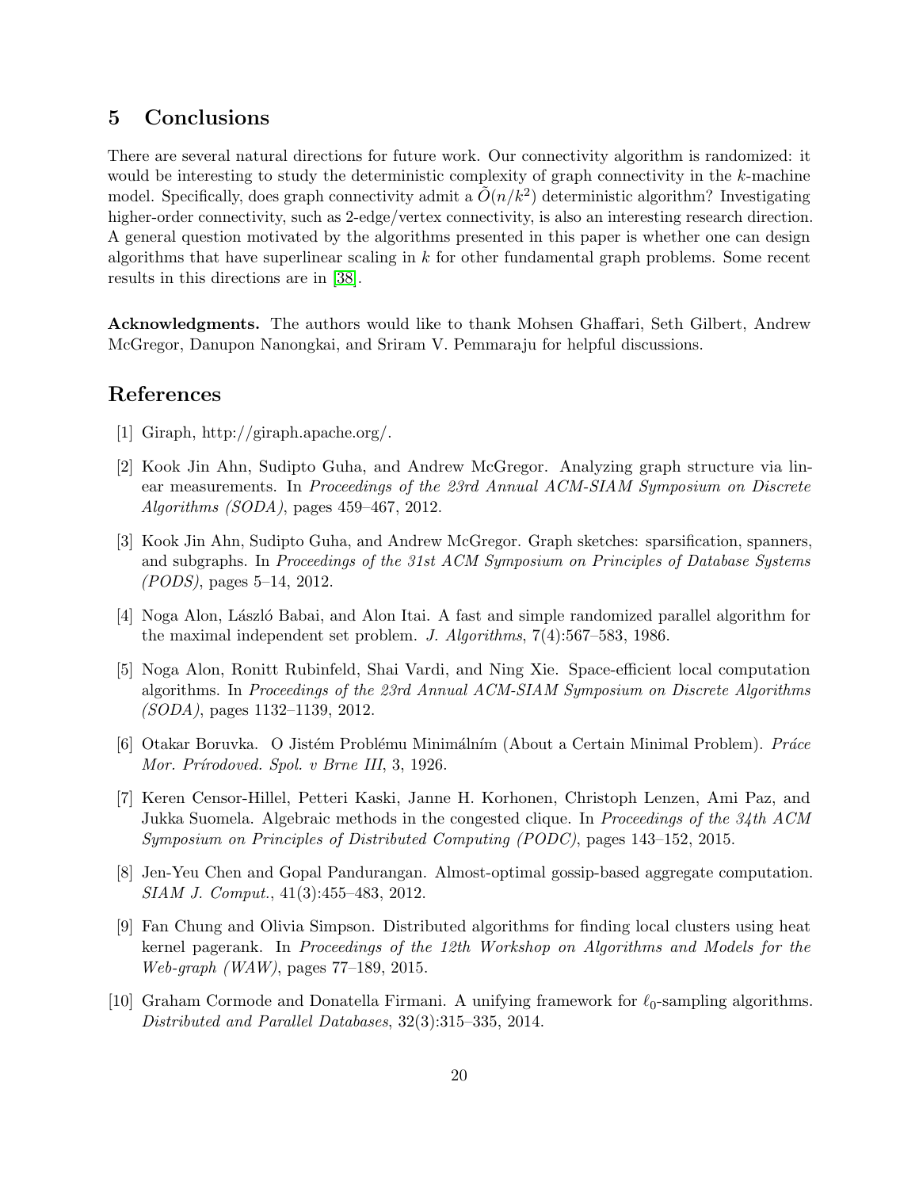## 5 Conclusions

There are several natural directions for future work. Our connectivity algorithm is randomized: it would be interesting to study the deterministic complexity of graph connectivity in the $k$-machine model. Specifically, does graph connectivity admit a $\tilde{O}(n/k^2)$ deterministic algorithm? Investigating higher-order connectivity, such as 2-edge/vertex connectivity, is also an interesting research direction. A general question motivated by the algorithms presented in this paper is whether one can design algorithms that have superlinear scaling in $k$ for other fundamental graph problems. Some recent results in this directions are in [38].

**Acknowledgments.** The authors would like to thank Mohsen Ghaffari, Seth Gilbert, Andrew McGregor, Danupon Nanongkai, and Sriram V. Pemmaraju for helpful discussions.

## References

[1] Giraph, http://giraph.apache.org/.

[2] Kook Jin Ahn, Sudipto Guha, and Andrew McGregor. Analyzing graph structure via linear measurements. In *Proceedings of the 23rd Annual ACM-SIAM Symposium on Discrete Algorithms (SODA)*, pages 459–467, 2012.

[3] Kook Jin Ahn, Sudipto Guha, and Andrew McGregor. Graph sketches: sparsification, spanners, and subgraphs. In *Proceedings of the 31st ACM Symposium on Principles of Database Systems (PODS)*, pages 5–14, 2012.

[4] Noga Alon, László Babai, and Alon Itai. A fast and simple randomized parallel algorithm for the maximal independent set problem. *J. Algorithms*, 7(4):567–583, 1986.

[5] Noga Alon, Ronitt Rubinfeld, Shai Vardi, and Ning Xie. Space-efficient local computation algorithms. In *Proceedings of the 23rd Annual ACM-SIAM Symposium on Discrete Algorithms (SODA)*, pages 1132–1139, 2012.

[6] Otakar Boruvka. O Jistém Problému Minimálním (About a Certain Minimal Problem). *Práce Mor. Prírodoved. Spol. v Brne III*, 3, 1926.

[7] Keren Censor-Hillel, Petteri Kaski, Janne H. Korhonen, Christoph Lenzen, Ami Paz, and Jukka Suomela. Algebraic methods in the congested clique. In *Proceedings of the 34th ACM Symposium on Principles of Distributed Computing (PODC)*, pages 143–152, 2015.

[8] Jen-Yeu Chen and Gopal Pandurangan. Almost-optimal gossip-based aggregate computation. *SIAM J. Comput.*, 41(3):455–483, 2012.

[9] Fan Chung and Olivia Simpson. Distributed algorithms for finding local clusters using heat kernel pagerank. In *Proceedings of the 12th Workshop on Algorithms and Models for the Web-graph (WAW)*, pages 77–189, 2015.

[10] Graham Cormode and Donatella Firmani. A unifying framework for $\ell_0$-sampling algorithms. *Distributed and Parallel Databases*, 32(3):315–335, 2014.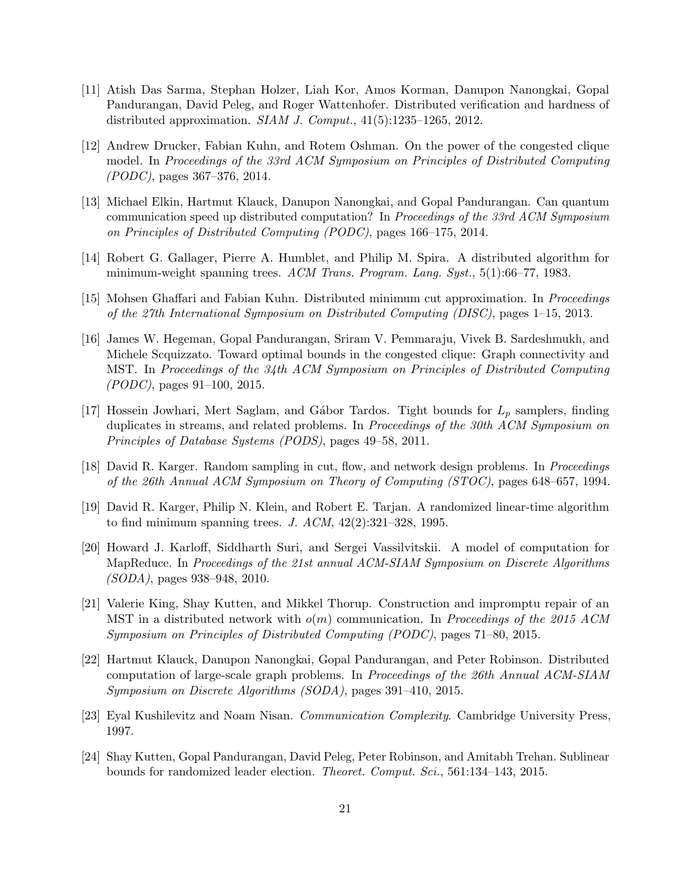[11] Atish Das Sarma, Stephan Holzer, Liah Kor, Amos Korman, Danupon Nanongkai, Gopal Pandurangan, David Peleg, and Roger Wattenhofer. Distributed verification and hardness of distributed approximation. *SIAM J. Comput.*, 41(5):1235–1265, 2012.

[12] Andrew Drucker, Fabian Kuhn, and Rotem Oshman. On the power of the congested clique model. In *Proceedings of the 33rd ACM Symposium on Principles of Distributed Computing (PODC)*, pages 367–376, 2014.

[13] Michael Elkin, Hartmut Klauck, Danupon Nanongkai, and Gopal Pandurangan. Can quantum communication speed up distributed computation? In *Proceedings of the 33rd ACM Symposium on Principles of Distributed Computing (PODC)*, pages 166–175, 2014.

[14] Robert G. Gallager, Pierre A. Humblet, and Philip M. Spira. A distributed algorithm for minimum-weight spanning trees. *ACM Trans. Program. Lang. Syst.*, 5(1):66–77, 1983.

[15] Mohsen Ghaffari and Fabian Kuhn. Distributed minimum cut approximation. In *Proceedings of the 27th International Symposium on Distributed Computing (DISC)*, pages 1–15, 2013.

[16] James W. Hegeman, Gopal Pandurangan, Sriram V. Pemmaraju, Vivek B. Sardeshmukh, and Michele Scquizzato. Toward optimal bounds in the congested clique: Graph connectivity and MST. In *Proceedings of the 34th ACM Symposium on Principles of Distributed Computing (PODC)*, pages 91–100, 2015.

[17] Hossein Jowhari, Mert Saglam, and Gábor Tardos. Tight bounds for $L_p$ samplers, finding duplicates in streams, and related problems. In *Proceedings of the 30th ACM Symposium on Principles of Database Systems (PODS)*, pages 49–58, 2011.

[18] David R. Karger. Random sampling in cut, flow, and network design problems. In *Proceedings of the 26th Annual ACM Symposium on Theory of Computing (STOC)*, pages 648–657, 1994.

[19] David R. Karger, Philip N. Klein, and Robert E. Tarjan. A randomized linear-time algorithm to find minimum spanning trees. *J. ACM*, 42(2):321–328, 1995.

[20] Howard J. Karloff, Siddharth Suri, and Sergei Vassilvitskii. A model of computation for MapReduce. In *Proceedings of the 21st annual ACM-SIAM Symposium on Discrete Algorithms (SODA)*, pages 938–948, 2010.

[21] Valerie King, Shay Kutten, and Mikkel Thorup. Construction and impromptu repair of an MST in a distributed network with $o(m)$ communication. In *Proceedings of the 2015 ACM Symposium on Principles of Distributed Computing (PODC)*, pages 71–80, 2015.

[22] Hartmut Klauck, Danupon Nanongkai, Gopal Pandurangan, and Peter Robinson. Distributed computation of large-scale graph problems. In *Proceedings of the 26th Annual ACM-SIAM Symposium on Discrete Algorithms (SODA)*, pages 391–410, 2015.

[23] Eyal Kushilevitz and Noam Nisan. *Communication Complexity*. Cambridge University Press, 1997.

[24] Shay Kutten, Gopal Pandurangan, David Peleg, Peter Robinson, and Amitabh Trehan. Sublinear bounds for randomized leader election. *Theoret. Comput. Sci.*, 561:134–143, 2015.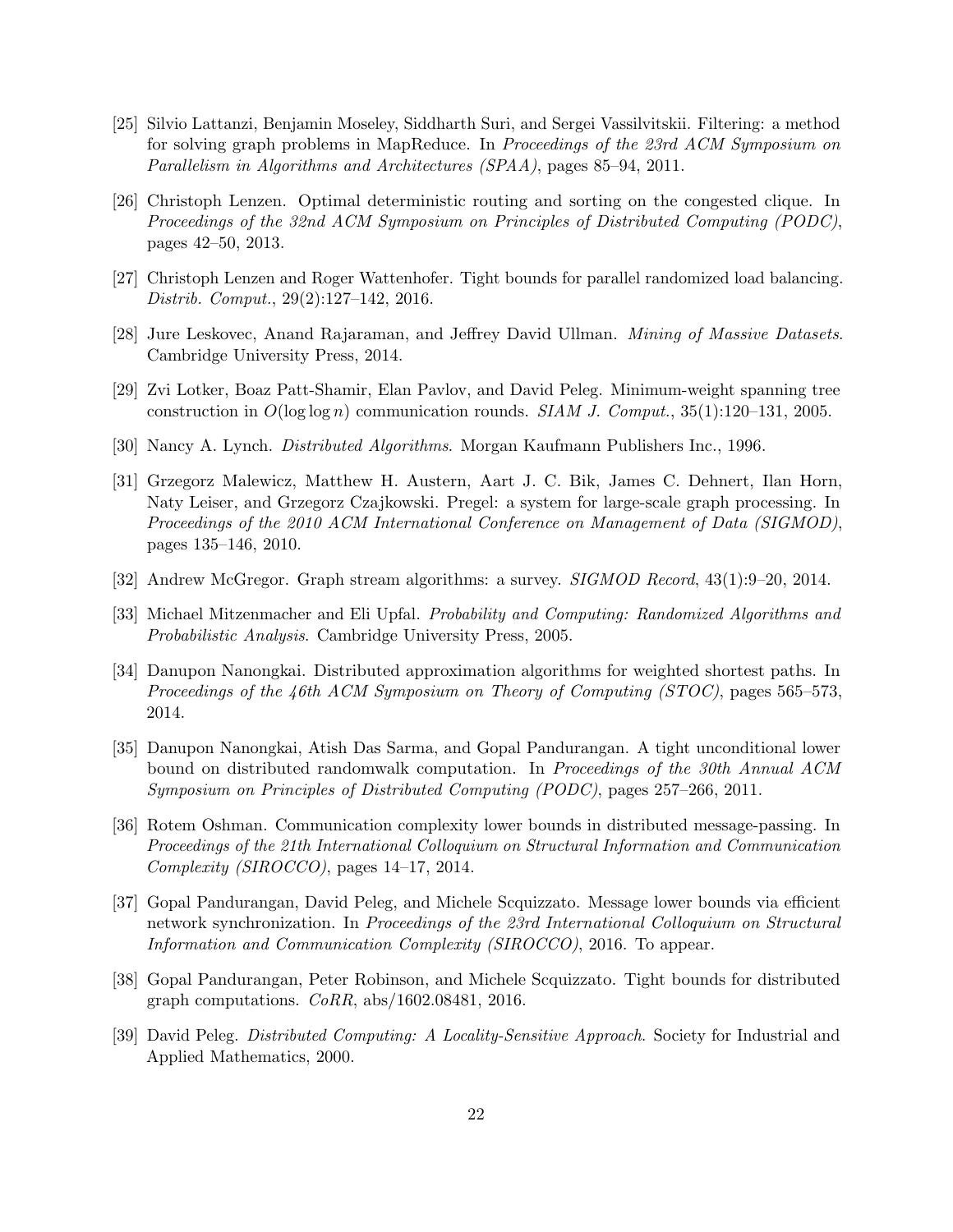[25] Silvio Lattanzi, Benjamin Moseley, Siddharth Suri, and Sergei Vassilvitskii. Filtering: a method for solving graph problems in MapReduce. In *Proceedings of the 23rd ACM Symposium on Parallelism in Algorithms and Architectures (SPAA)*, pages 85–94, 2011.

[26] Christoph Lenzen. Optimal deterministic routing and sorting on the congested clique. In *Proceedings of the 32nd ACM Symposium on Principles of Distributed Computing (PODC)*, pages 42–50, 2013.

[27] Christoph Lenzen and Roger Wattenhofer. Tight bounds for parallel randomized load balancing. *Distrib. Comput.*, 29(2):127–142, 2016.

[28] Jure Leskovec, Anand Rajaraman, and Jeffrey David Ullman. *Mining of Massive Datasets*. Cambridge University Press, 2014.

[29] Zvi Lotker, Boaz Patt-Shamir, Elan Pavlov, and David Peleg. Minimum-weight spanning tree construction in $O(\log \log n)$ communication rounds. *SIAM J. Comput.*, 35(1):120–131, 2005.

[30] Nancy A. Lynch. *Distributed Algorithms*. Morgan Kaufmann Publishers Inc., 1996.

[31] Grzegorz Malewicz, Matthew H. Austern, Aart J. C. Bik, James C. Dehnert, Ilan Horn, Naty Leiser, and Grzegorz Czajkowski. Pregel: a system for large-scale graph processing. In *Proceedings of the 2010 ACM International Conference on Management of Data (SIGMOD)*, pages 135–146, 2010.

[32] Andrew McGregor. Graph stream algorithms: a survey. *SIGMOD Record*, 43(1):9–20, 2014.

[33] Michael Mitzenmacher and Eli Upfal. *Probability and Computing: Randomized Algorithms and Probabilistic Analysis*. Cambridge University Press, 2005.

[34] Danupon Nanongkai. Distributed approximation algorithms for weighted shortest paths. In *Proceedings of the 46th ACM Symposium on Theory of Computing (STOC)*, pages 565–573, 2014.

[35] Danupon Nanongkai, Atish Das Sarma, and Gopal Pandurangan. A tight unconditional lower bound on distributed randomwalk computation. In *Proceedings of the 30th Annual ACM Symposium on Principles of Distributed Computing (PODC)*, pages 257–266, 2011.

[36] Rotem Oshman. Communication complexity lower bounds in distributed message-passing. In *Proceedings of the 21th International Colloquium on Structural Information and Communication Complexity (SIROCCO)*, pages 14–17, 2014.

[37] Gopal Pandurangan, David Peleg, and Michele Scquizzato. Message lower bounds via efficient network synchronization. In *Proceedings of the 23rd International Colloquium on Structural Information and Communication Complexity (SIROCCO)*, 2016. To appear.

[38] Gopal Pandurangan, Peter Robinson, and Michele Scquizzato. Tight bounds for distributed graph computations. *CoRR*, abs/1602.08481, 2016.

[39] David Peleg. *Distributed Computing: A Locality-Sensitive Approach*. Society for Industrial and Applied Mathematics, 2000.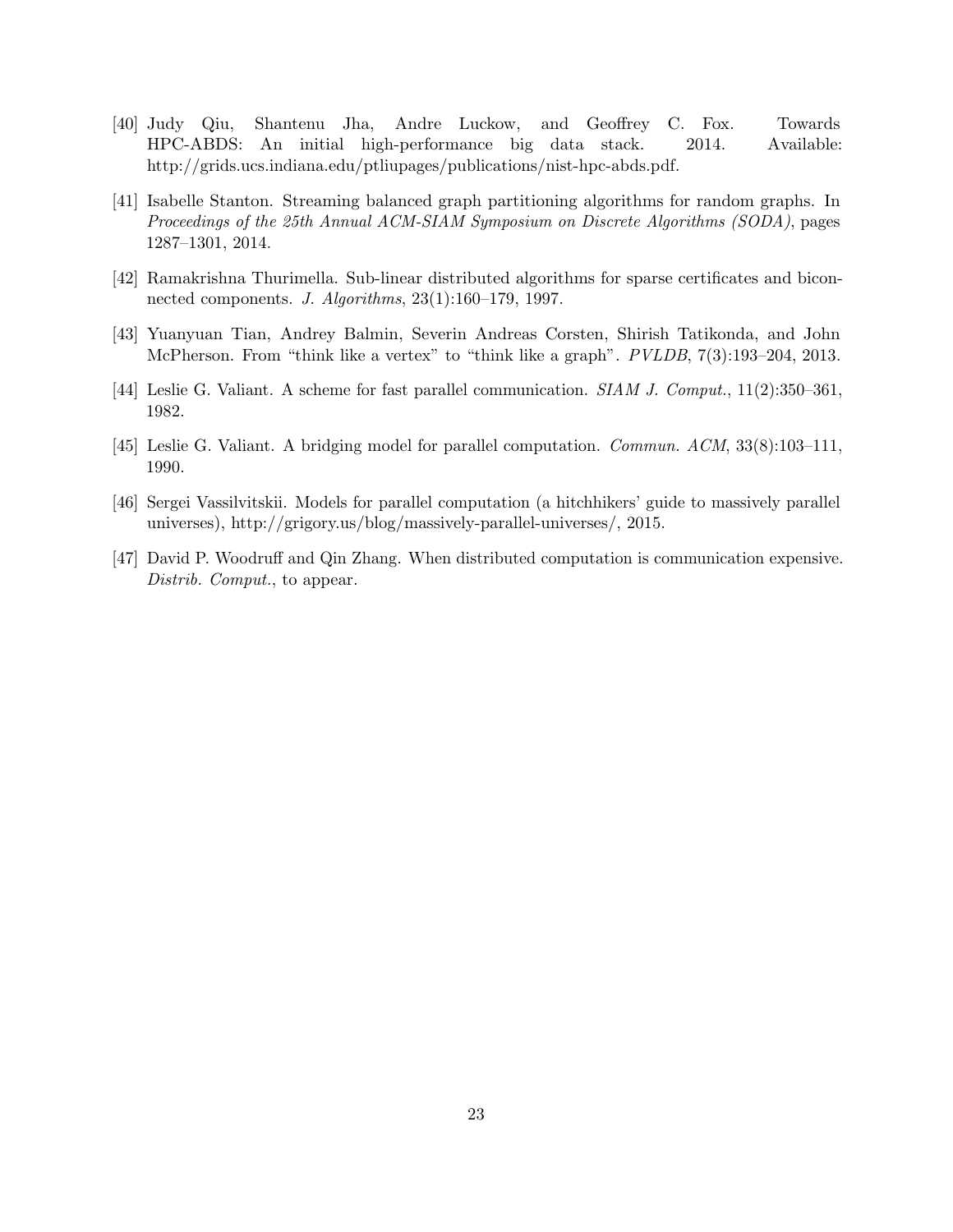[40] Judy Qiu, Shantenu Jha, Andre Luckow, and Geoffrey C. Fox. Towards HPC-ABDS: An initial high-performance big data stack. 2014. Available: http://grids.ucs.indiana.edu/ptliupages/publications/nist-hpc-abds.pdf.

[41] Isabelle Stanton. Streaming balanced graph partitioning algorithms for random graphs. In *Proceedings of the 25th Annual ACM-SIAM Symposium on Discrete Algorithms (SODA)*, pages 1287–1301, 2014.

[42] Ramakrishna Thurimella. Sub-linear distributed algorithms for sparse certificates and biconnected components. *J. Algorithms*, 23(1):160–179, 1997.

[43] Yuanyuan Tian, Andrey Balmin, Severin Andreas Corsten, Shirish Tatikonda, and John McPherson. From "think like a vertex" to "think like a graph". *PVLDB*, 7(3):193–204, 2013.

[44] Leslie G. Valiant. A scheme for fast parallel communication. *SIAM J. Comput.*, 11(2):350–361, 1982.

[45] Leslie G. Valiant. A bridging model for parallel computation. *Commun. ACM*, 33(8):103–111, 1990.

[46] Sergei Vassilvitskii. Models for parallel computation (a hitchhikers' guide to massively parallel universes), http://grigory.us/blog/massively-parallel-universes/, 2015.

[47] David P. Woodruff and Qin Zhang. When distributed computation is communication expensive. *Distrib. Comput.*, to appear.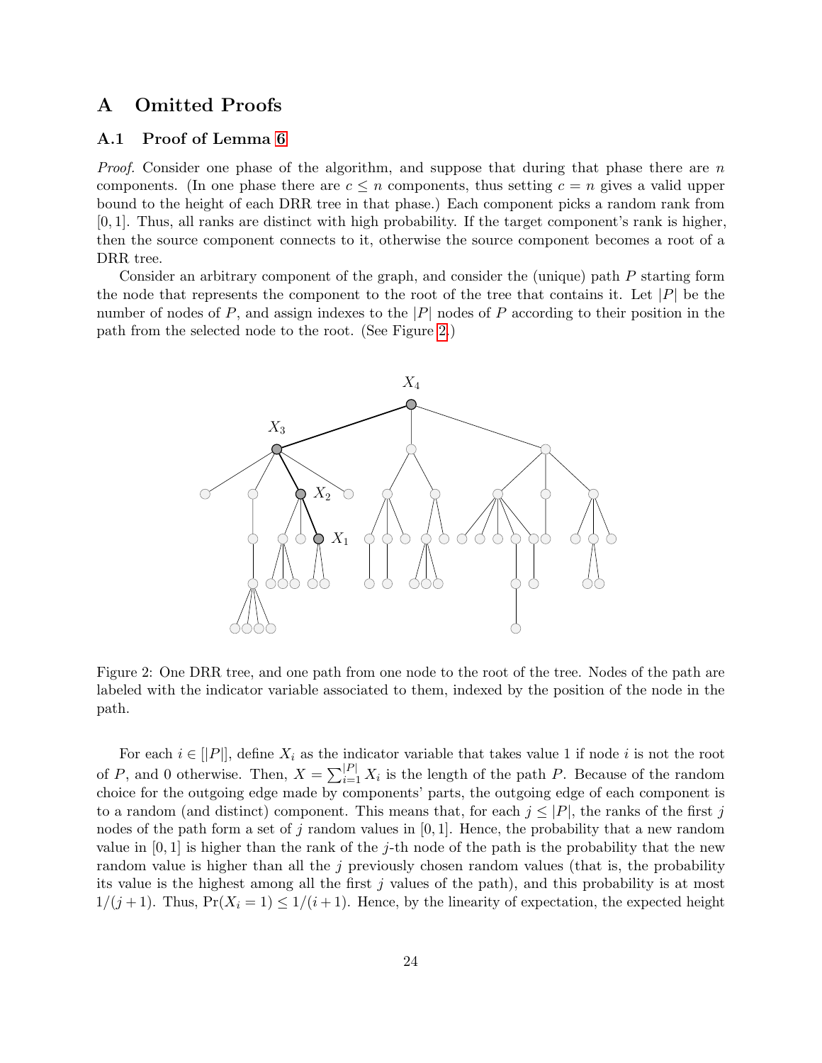# A Omitted Proofs

## A.1 Proof of Lemma 6

*Proof.* Consider one phase of the algorithm, and suppose that during that phase there are $n$ components. (In one phase there are $c \leq n$ components, thus setting $c = n$ gives a valid upper bound to the height of each DRR tree in that phase.) Each component picks a random rank from $[0, 1]$. Thus, all ranks are distinct with high probability. If the target component's rank is higher, then the source component connects to it, otherwise the source component becomes a root of a DRR tree.

Consider an arbitrary component of the graph, and consider the (unique) path $P$ starting form the node that represents the component to the root of the tree that contains it. Let $|P|$ be the number of nodes of $P$, and assign indexes to the $|P|$ nodes of $P$ according to their position in the path from the selected node to the root. (See Figure 2.)

Figure 2: One DRR tree, and one path from one node to the root of the tree. Nodes of the path are labeled with the indicator variable associated to them, indexed by the position of the node in the path.

For each $i \in [|P|]$, define $X_i$ as the indicator variable that takes value 1 if node $i$ is not the root of $P$, and 0 otherwise. Then, $X = \sum_{i=1}^{|P|} X_i$ is the length of the path $P$. Because of the random choice for the outgoing edge made by components' parts, the outgoing edge of each component is to a random (and distinct) component. This means that, for each $j \leq |P|$, the ranks of the first $j$ nodes of the path form a set of $j$ random values in $[0, 1]$. Hence, the probability that a new random value in $[0, 1]$ is higher than the rank of the $j$-th node of the path is the probability that the new random value is higher than all the $j$ previously chosen random values (that is, the probability its value is the highest among all the first $j$ values of the path), and this probability is at most $1/(j+1)$. Thus, $\Pr(X_i = 1) \leq 1/(i+1)$. Hence, by the linearity of expectation, the expected height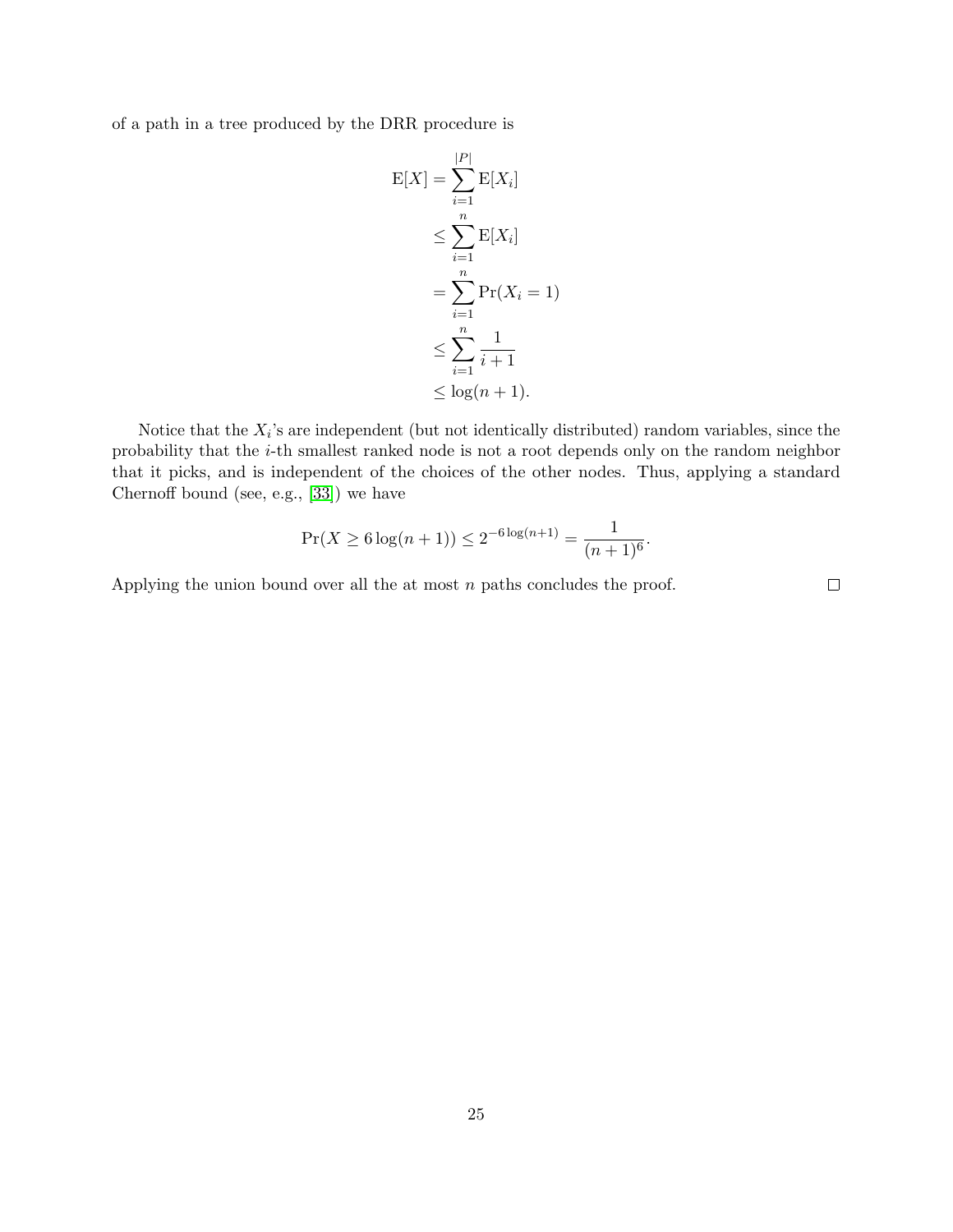of a path in a tree produced by the DRR procedure is

$$
\begin{aligned}
\mathrm{E}[X] &= \sum_{i=1}^{|P|} \mathrm{E}[X_i] \\
&\leq \sum_{i=1}^{n} \mathrm{E}[X_i] \\
&= \sum_{i=1}^{n} \Pr(X_i = 1) \\
&\leq \sum_{i=1}^{n} \frac{1}{i+1} \\
&\leq \log(n+1).
\end{aligned}
$$

Notice that the $X_i$'s are independent (but not identically distributed) random variables, since the probability that the $i$-th smallest ranked node is not a root depends only on the random neighbor that it picks, and is independent of the choices of the other nodes. Thus, applying a standard Chernoff bound (see, e.g., [33]) we have

$$
\Pr(X \geq 6 \log(n+1)) \leq 2^{-6\log(n+1)} = \frac{1}{(n+1)^6}.
$$

Applying the union bound over all the at most $n$ paths concludes the proof. □